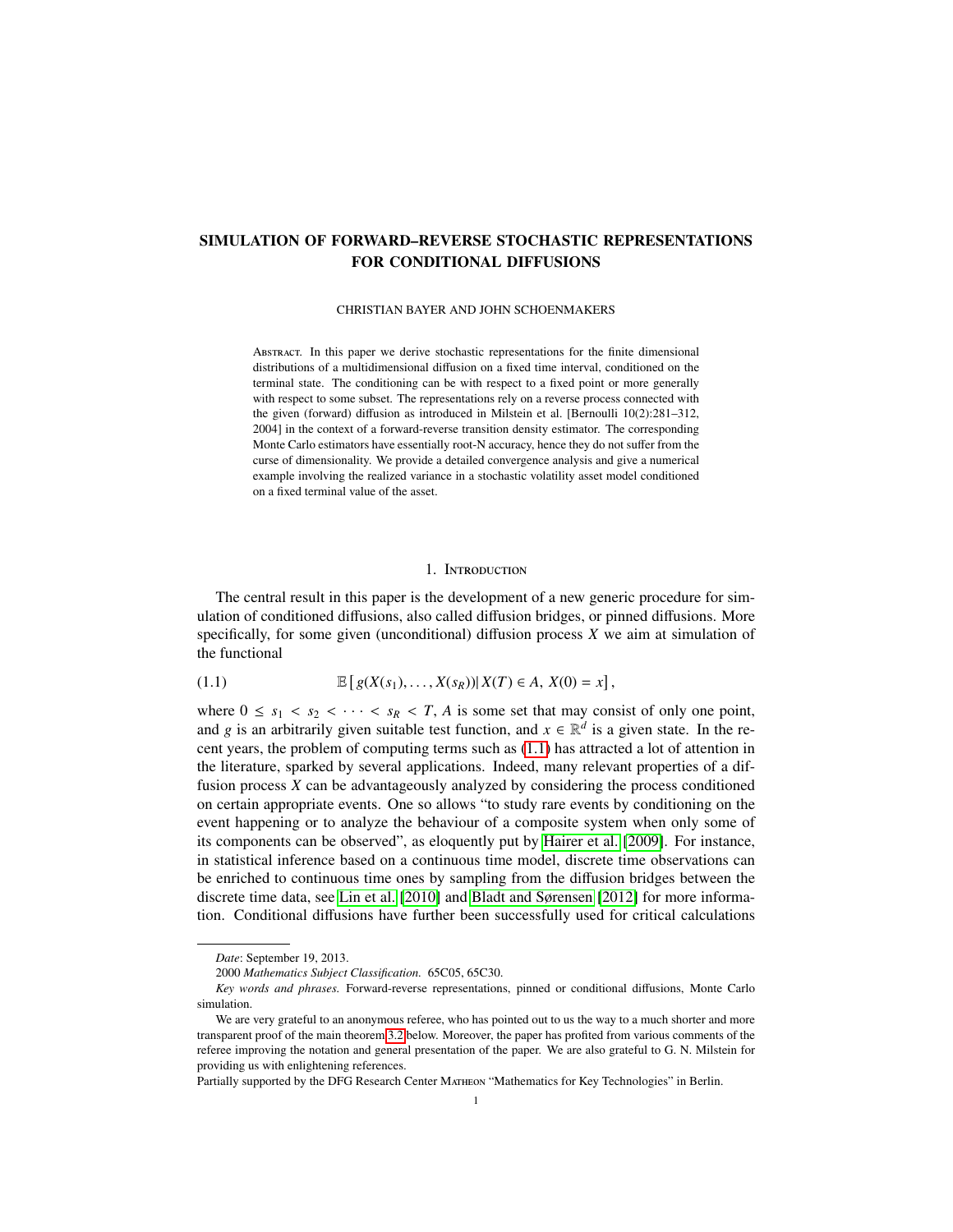# SIMULATION OF FORWARD–REVERSE STOCHASTIC REPRESENTATIONS FOR CONDITIONAL DIFFUSIONS

CHRISTIAN BAYER AND JOHN SCHOENMAKERS

Abstract. In this paper we derive stochastic representations for the finite dimensional distributions of a multidimensional diffusion on a fixed time interval, conditioned on the terminal state. The conditioning can be with respect to a fixed point or more generally with respect to some subset. The representations rely on a reverse process connected with the given (forward) diffusion as introduced in Milstein et al. [Bernoulli 10(2):281–312, 2004] in the context of a forward-reverse transition density estimator. The corresponding Monte Carlo estimators have essentially root-N accuracy, hence they do not suffer from the curse of dimensionality. We provide a detailed convergence analysis and give a numerical example involving the realized variance in a stochastic volatility asset model conditioned on a fixed terminal value of the asset.

## 1. Introduction

The central result in this paper is the development of a new generic procedure for simulation of conditioned diffusions, also called diffusion bridges, or pinned diffusions. More specifically, for some given (unconditional) diffusion process $X$ we aim at simulation of the functional

$$\mathbb{E}\left[\, g(X(s_1), \ldots, X(s_R)) \middle|\, X(T) \in A,\ X(0) = x\right], \tag{1.1}$$

where $0 \leq s_1 < s_2 < \cdots < s_R < T$, $A$ is some set that may consist of only one point, and $g$ is an arbitrarily given suitable test function, and $x \in \mathbb{R}^d$ is a given state. In the recent years, the problem of computing terms such as (1.1) has attracted a lot of attention in the literature, sparked by several applications. Indeed, many relevant properties of a diffusion process $X$ can be advantageously analyzed by considering the process conditioned on certain appropriate events. One so allows "to study rare events by conditioning on the event happening or to analyze the behaviour of a composite system when only some of its components can be observed", as eloquently put by Hairer et al. [2009]. For instance, in statistical inference based on a continuous time model, discrete time observations can be enriched to continuous time ones by sampling from the diffusion bridges between the discrete time data, see Lin et al. [2010] and Bladt and Sørensen [2012] for more information. Conditional diffusions have further been successfully used for critical calculations

---

*Date*: September 19, 2013.

2000 *Mathematics Subject Classification.* 65C05, 65C30.

*Key words and phrases.* Forward-reverse representations, pinned or conditional diffusions, Monte Carlo simulation.

We are very grateful to an anonymous referee, who has pointed out to us the way to a much shorter and more transparent proof of the main theorem 3.2 below. Moreover, the paper has profited from various comments of the referee improving the notation and general presentation of the paper. We are also grateful to G. N. Milstein for providing us with enlightening references.

Partially supported by the DFG Research Center Matheon "Mathematics for Key Technologies" in Berlin.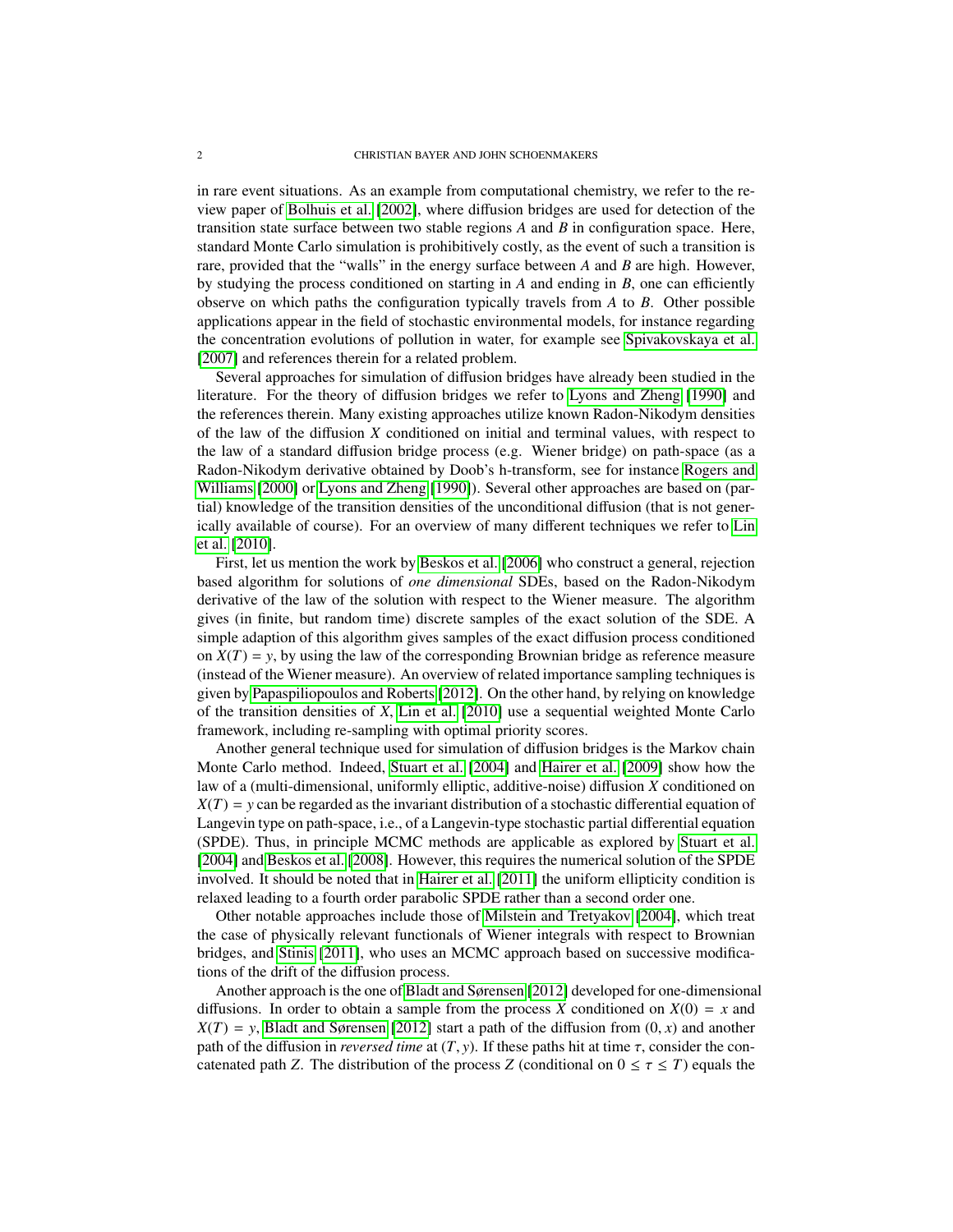in rare event situations. As an example from computational chemistry, we refer to the review paper of Bolhuis et al. [2002], where diffusion bridges are used for detection of the transition state surface between two stable regions $A$ and $B$ in configuration space. Here, standard Monte Carlo simulation is prohibitively costly, as the event of such a transition is rare, provided that the "walls" in the energy surface between $A$ and $B$ are high. However, by studying the process conditioned on starting in $A$ and ending in $B$, one can efficiently observe on which paths the configuration typically travels from $A$ to $B$. Other possible applications appear in the field of stochastic environmental models, for instance regarding the concentration evolutions of pollution in water, for example see Spivakovskaya et al. [2007] and references therein for a related problem.

Several approaches for simulation of diffusion bridges have already been studied in the literature. For the theory of diffusion bridges we refer to Lyons and Zheng [1990] and the references therein. Many existing approaches utilize known Radon-Nikodym densities of the law of the diffusion $X$ conditioned on initial and terminal values, with respect to the law of a standard diffusion bridge process (e.g. Wiener bridge) on path-space (as a Radon-Nikodym derivative obtained by Doob's h-transform, see for instance Rogers and Williams [2000] or Lyons and Zheng [1990]). Several other approaches are based on (partial) knowledge of the transition densities of the unconditional diffusion (that is not generically available of course). For an overview of many different techniques we refer to Lin et al. [2010].

First, let us mention the work by Beskos et al. [2006] who construct a general, rejection based algorithm for solutions of *one dimensional* SDEs, based on the Radon-Nikodym derivative of the law of the solution with respect to the Wiener measure. The algorithm gives (in finite, but random time) discrete samples of the exact solution of the SDE. A simple adaption of this algorithm gives samples of the exact diffusion process conditioned on $X(T) = y$, by using the law of the corresponding Brownian bridge as reference measure (instead of the Wiener measure). An overview of related importance sampling techniques is given by Papaspiliopoulos and Roberts [2012]. On the other hand, by relying on knowledge of the transition densities of $X$, Lin et al. [2010] use a sequential weighted Monte Carlo framework, including re-sampling with optimal priority scores.

Another general technique used for simulation of diffusion bridges is the Markov chain Monte Carlo method. Indeed, Stuart et al. [2004] and Hairer et al. [2009] show how the law of a (multi-dimensional, uniformly elliptic, additive-noise) diffusion $X$ conditioned on $X(T) = y$ can be regarded as the invariant distribution of a stochastic differential equation of Langevin type on path-space, i.e., of a Langevin-type stochastic partial differential equation (SPDE). Thus, in principle MCMC methods are applicable as explored by Stuart et al. [2004] and Beskos et al. [2008]. However, this requires the numerical solution of the SPDE involved. It should be noted that in Hairer et al. [2011] the uniform ellipticity condition is relaxed leading to a fourth order parabolic SPDE rather than a second order one.

Other notable approaches include those of Milstein and Tretyakov [2004], which treat the case of physically relevant functionals of Wiener integrals with respect to Brownian bridges, and Stinis [2011], who uses an MCMC approach based on successive modifications of the drift of the diffusion process.

Another approach is the one of Bladt and Sørensen [2012] developed for one-dimensional diffusions. In order to obtain a sample from the process $X$ conditioned on $X(0) = x$ and $X(T) = y$, Bladt and Sørensen [2012] start a path of the diffusion from $(0, x)$ and another path of the diffusion in *reversed time* at $(T, y)$. If these paths hit at time $\tau$, consider the concatenated path $Z$. The distribution of the process $Z$ (conditional on $0 \leq \tau \leq T$) equals the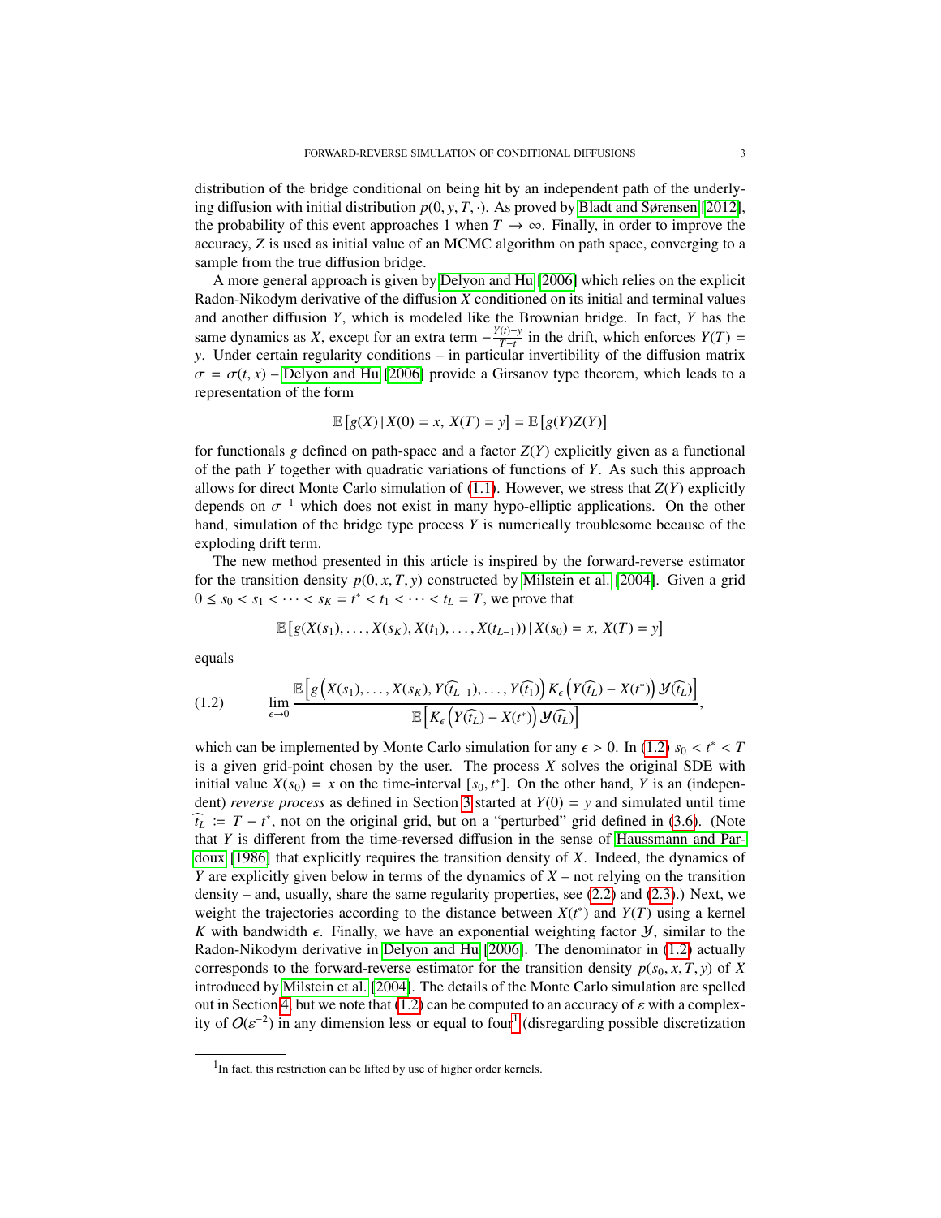distribution of the bridge conditional on being hit by an independent path of the underlying diffusion with initial distribution $p(0, y, T, \cdot)$. As proved by Bladt and Sørensen [2012], the probability of this event approaches 1 when $T \to \infty$. Finally, in order to improve the accuracy, $Z$ is used as initial value of an MCMC algorithm on path space, converging to a sample from the true diffusion bridge.

A more general approach is given by Delyon and Hu [2006] which relies on the explicit Radon-Nikodym derivative of the diffusion $X$ conditioned on its initial and terminal values and another diffusion $Y$, which is modeled like the Brownian bridge. In fact, $Y$ has the same dynamics as $X$, except for an extra term $-\frac{Y(t)-y}{T-t}$ in the drift, which enforces $Y(T) = y$. Under certain regularity conditions – in particular invertibility of the diffusion matrix $\sigma = \sigma(t, x)$ – Delyon and Hu [2006] provide a Girsanov type theorem, which leads to a representation of the form

$$\mathbb{E}\left[g(X) \,|\, X(0) = x,\, X(T) = y\right] = \mathbb{E}\left[g(Y)Z(Y)\right]$$

for functionals $g$ defined on path-space and a factor $Z(Y)$ explicitly given as a functional of the path $Y$ together with quadratic variations of functions of $Y$. As such this approach allows for direct Monte Carlo simulation of (1.1). However, we stress that $Z(Y)$ explicitly depends on $\sigma^{-1}$ which does not exist in many hypo-elliptic applications. On the other hand, simulation of the bridge type process $Y$ is numerically troublesome because of the exploding drift term.

The new method presented in this article is inspired by the forward-reverse estimator for the transition density $p(0, x, T, y)$ constructed by Milstein et al. [2004]. Given a grid $0 \leq s_0 < s_1 < \cdots < s_K = t^* < t_1 < \cdots < t_L = T$, we prove that

$$\mathbb{E}\left[g(X(s_1), \ldots, X(s_K), X(t_1), \ldots, X(t_{L-1})) \,|\, X(s_0) = x,\, X(T) = y\right]$$

equals

$$\lim_{\epsilon \to 0} \frac{\mathbb{E}\left[g\left(X(s_1), \ldots, X(s_K), Y(\widehat{t}_{L-1}), \ldots, Y(\widehat{t}_1)\right) K_\epsilon\left(Y(\widehat{t}_L) - X(t^*)\right) \mathcal{Y}(\widehat{t}_L)\right]}{\mathbb{E}\left[K_\epsilon\left(Y(\widehat{t}_L) - X(t^*)\right) \mathcal{Y}(\widehat{t}_L)\right]}, \tag{1.2}$$

which can be implemented by Monte Carlo simulation for any $\epsilon > 0$. In (1.2) $s_0 < t^* < T$ is a given grid-point chosen by the user. The process $X$ solves the original SDE with initial value $X(s_0) = x$ on the time-interval $[s_0, t^*]$. On the other hand, $Y$ is an (independent) *reverse process* as defined in Section 3 started at $Y(0) = y$ and simulated until time $\widehat{t}_L := T - t^*$, not on the original grid, but on a "perturbed" grid defined in (3.6). (Note that $Y$ is different from the time-reversed diffusion in the sense of Haussmann and Pardoux [1986] that explicitly requires the transition density of $X$. Indeed, the dynamics of $Y$ are explicitly given below in terms of the dynamics of $X$ – not relying on the transition density – and, usually, share the same regularity properties, see (2.2) and (2.3).) Next, we weight the trajectories according to the distance between $X(t^*)$ and $Y(T)$ using a kernel $K$ with bandwidth $\epsilon$. Finally, we have an exponential weighting factor $\mathcal{Y}$, similar to the Radon-Nikodym derivative in Delyon and Hu [2006]. The denominator in (1.2) actually corresponds to the forward-reverse estimator for the transition density $p(s_0, x, T, y)$ of $X$ introduced by Milstein et al. [2004]. The details of the Monte Carlo simulation are spelled out in Section 4, but we note that (1.2) can be computed to an accuracy of $\varepsilon$ with a complexity of $O(\varepsilon^{-2})$ in any dimension less or equal to four[1] (disregarding possible discretization

[1] In fact, this restriction can be lifted by use of higher order kernels.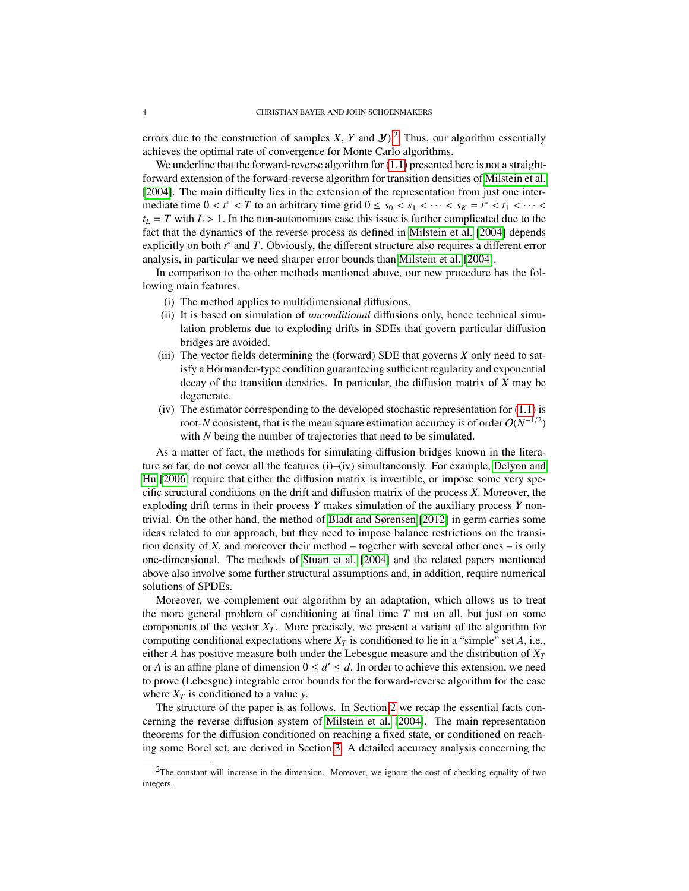errors due to the construction of samples $X$, $Y$ and $\mathcal{Y}$).[2] Thus, our algorithm essentially achieves the optimal rate of convergence for Monte Carlo algorithms.

We underline that the forward-reverse algorithm for (1.1) presented here is not a straightforward extension of the forward-reverse algorithm for transition densities of Milstein et al. [2004]. The main difficulty lies in the extension of the representation from just one intermediate time $0 < t^* < T$ to an arbitrary time grid $0 \leq s_0 < s_1 < \cdots < s_K = t^* < t_1 < \cdots < t_L = T$ with $L > 1$. In the non-autonomous case this issue is further complicated due to the fact that the dynamics of the reverse process as defined in Milstein et al. [2004] depends explicitly on both $t^*$ and $T$. Obviously, the different structure also requires a different error analysis, in particular we need sharper error bounds than Milstein et al. [2004].

In comparison to the other methods mentioned above, our new procedure has the following main features.

(i) The method applies to multidimensional diffusions.
(ii) It is based on simulation of *unconditional* diffusions only, hence technical simulation problems due to exploding drifts in SDEs that govern particular diffusion bridges are avoided.
(iii) The vector fields determining the (forward) SDE that governs $X$ only need to satisfy a Hörmander-type condition guaranteeing sufficient regularity and exponential decay of the transition densities. In particular, the diffusion matrix of $X$ may be degenerate.
(iv) The estimator corresponding to the developed stochastic representation for (1.1) is root-$N$ consistent, that is the mean square estimation accuracy is of order $O(N^{-1/2})$ with $N$ being the number of trajectories that need to be simulated.

As a matter of fact, the methods for simulating diffusion bridges known in the literature so far, do not cover all the features (i)–(iv) simultaneously. For example, Delyon and Hu [2006] require that either the diffusion matrix is invertible, or impose some very specific structural conditions on the drift and diffusion matrix of the process $X$. Moreover, the exploding drift terms in their process $Y$ makes simulation of the auxiliary process $Y$ nontrivial. On the other hand, the method of Bladt and Sørensen [2012] in germ carries some ideas related to our approach, but they need to impose balance restrictions on the transition density of $X$, and moreover their method – together with several other ones – is only one-dimensional. The methods of Stuart et al. [2004] and the related papers mentioned above also involve some further structural assumptions and, in addition, require numerical solutions of SPDEs.

Moreover, we complement our algorithm by an adaptation, which allows us to treat the more general problem of conditioning at final time $T$ not on all, but just on some components of the vector $X_T$. More precisely, we present a variant of the algorithm for computing conditional expectations where $X_T$ is conditioned to lie in a "simple" set $A$, i.e., either $A$ has positive measure both under the Lebesgue measure and the distribution of $X_T$ or $A$ is an affine plane of dimension $0 \leq d' \leq d$. In order to achieve this extension, we need to prove (Lebesgue) integrable error bounds for the forward-reverse algorithm for the case where $X_T$ is conditioned to a value $y$.

The structure of the paper is as follows. In Section 2 we recap the essential facts concerning the reverse diffusion system of Milstein et al. [2004]. The main representation theorems for the diffusion conditioned on reaching a fixed state, or conditioned on reaching some Borel set, are derived in Section 3. A detailed accuracy analysis concerning the

[2] The constant will increase in the dimension. Moreover, we ignore the cost of checking equality of two integers.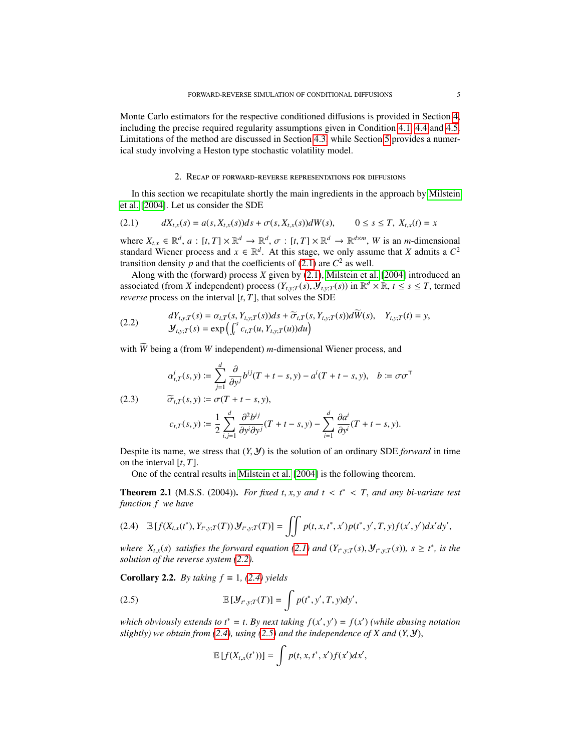Monte Carlo estimators for the respective conditioned diffusions is provided in Section 4 including the precise required regularity assumptions given in Condition 4.1, 4.4 and 4.5. Limitations of the method are discussed in Section 4.3, while Section 5 provides a numerical study involving a Heston type stochastic volatility model.

## 2. Recap of forward-reverse representations for diffusions

In this section we recapitulate shortly the main ingredients in the approach by Milstein et al. [2004]. Let us consider the SDE

$$dX_{t,x}(s) = a(s, X_{t,x}(s))ds + \sigma(s, X_{t,x}(s))dW(s), \qquad 0 \le s \le T, \; X_{t,x}(t) = x \tag{2.1}$$

where $X_{t,x} \in \mathbb{R}^d$, $a : [t,T] \times \mathbb{R}^d \to \mathbb{R}^d$, $\sigma : [t,T] \times \mathbb{R}^d \to \mathbb{R}^{d\times m}$, $W$ is an $m$-dimensional standard Wiener process and $x \in \mathbb{R}^d$. At this stage, we only assume that $X$ admits a $C^2$ transition density $p$ and that the coefficients of (2.1) are $C^2$ as well.

Along with the (forward) process $X$ given by (2.1), Milstein et al. [2004] introduced an associated (from $X$ independent) process $(Y_{t,y;T}(s), \mathcal{Y}_{t,y;T}(s))$ in $\mathbb{R}^d \times \mathbb{R}$, $t \le s \le T$, termed *reverse* process on the interval $[t,T]$, that solves the SDE

$$\begin{aligned} &dY_{t,y;T}(s) = \alpha_{t,T}(s, Y_{t,y;T}(s))ds + \widetilde{\sigma}_{t,T}(s, Y_{t,y;T}(s))d\widetilde{W}(s), \quad Y_{t,y;T}(t) = y, \\ &\mathcal{Y}_{t,y;T}(s) = \exp\Big(\int_t^s c_{t,T}(u, Y_{t,y;T}(u))du\Big) \end{aligned} \tag{2.2}$$

with $\widetilde{W}$ being a (from $W$ independent) $m$-dimensional Wiener process, and

$$\begin{aligned} &\alpha^i_{t,T}(s,y) := \sum_{j=1}^d \frac{\partial}{\partial y^j} b^{ij}(T+t-s, y) - a^i(T+t-s, y), \quad b := \sigma\sigma^\top \\ &\widetilde{\sigma}_{t,T}(s,y) := \sigma(T+t-s, y), \\ &c_{t,T}(s,y) := \frac{1}{2}\sum_{i,j=1}^d \frac{\partial^2 b^{ij}}{\partial y^i \partial y^j}(T+t-s, y) - \sum_{i=1}^d \frac{\partial a^i}{\partial y^i}(T+t-s, y). \end{aligned} \tag{2.3}$$

Despite its name, we stress that $(Y, \mathcal{Y})$ is the solution of an ordinary SDE *forward* in time on the interval $[t,T]$.

One of the central results in Milstein et al. [2004] is the following theorem.

**Theorem 2.1** (M.S.S. (2004)). *For fixed $t, x, y$ and $t < t^* < T$, and any bi-variate test function $f$ we have*

$$\mathbb{E}\left[f(X_{t,x}(t^*), Y_{t^*,y;T}(T))\,\mathcal{Y}_{t^*,y;T}(T)\right] = \iint p(t,x,t^*,x')p(t^*,y',T,y)f(x',y')dx'dy', \tag{2.4}$$

*where $X_{t,x}(s)$ satisfies the forward equation (2.1) and $(Y_{t^*,y;T}(s), \mathcal{Y}_{t^*,y;T}(s))$, $s \ge t^*$, is the solution of the reverse system (2.2).*

**Corollary 2.2.** *By taking $f \equiv 1$, (2.4) yields*

$$\mathbb{E}\left[\mathcal{Y}_{t^*,y;T}(T)\right] = \int p(t^*, y', T, y)dy', \tag{2.5}$$

*which obviously extends to $t^* = t$. By next taking $f(x',y') = f(x')$ (while abusing notation slightly) we obtain from (2.4), using (2.5) and the independence of $X$ and $(Y, \mathcal{Y})$,*

$$\mathbb{E}\left[f(X_{t,x}(t^*))\right] = \int p(t,x,t^*,x')f(x')dx',$$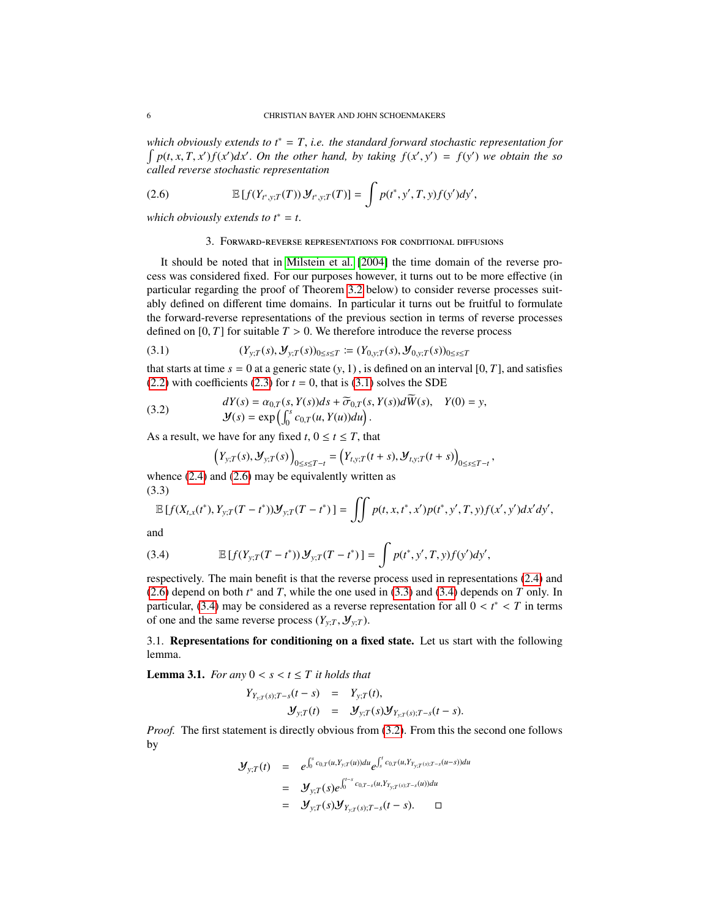*which obviously extends to $t^* = T$, i.e. the standard forward stochastic representation for $\int p(t,x,T,x')f(x')dx'$. On the other hand, by taking $f(x',y') = f(y')$ we obtain the so called reverse stochastic representation*

$$
\mathbb{E}\left[f(Y_{t^*,y;T}(T))\,\mathcal{Y}_{t^*,y;T}(T)\right] = \int p(t^*,y',T,y)f(y')dy', \tag{2.6}
$$

*which obviously extends to $t^* = t$.*

## 3. Forward-reverse representations for conditional diffusions

It should be noted that in [Milstein et al. [2004]] the time domain of the reverse process was considered fixed. For our purposes however, it turns out to be more effective (in particular regarding the proof of Theorem 3.2 below) to consider reverse processes suitably defined on different time domains. In particular it turns out be fruitful to formulate the forward-reverse representations of the previous section in terms of reverse processes defined on $[0,T]$ for suitable $T > 0$. We therefore introduce the reverse process

$$
(Y_{y;T}(s), \mathcal{Y}_{y;T}(s))_{0\le s\le T} := (Y_{0,y;T}(s), \mathcal{Y}_{0,y;T}(s))_{0\le s\le T} \tag{3.1}
$$

that starts at time $s = 0$ at a generic state $(y, 1)$, is defined on an interval $[0,T]$, and satisfies (2.2) with coefficients (2.3) for $t = 0$, that is (3.1) solves the SDE

$$
\begin{aligned}
dY(s) &= \alpha_{0,T}(s, Y(s))ds + \widetilde{\sigma}_{0,T}(s, Y(s))d\widetilde{W}(s), \quad Y(0) = y,\\
\mathcal{Y}(s) &= \exp\left(\int_0^s c_{0,T}(u, Y(u))du\right).
\end{aligned} \tag{3.2}
$$

As a result, we have for any fixed $t$, $0 \le t \le T$, that

$$
\left(Y_{y;T}(s), \mathcal{Y}_{y;T}(s)\right)_{0\le s\le T-t} = \left(Y_{t,y;T}(t+s), \mathcal{Y}_{t,y;T}(t+s)\right)_{0\le s\le T-t},
$$

whence (2.4) and (2.6) may be equivalently written as

$$
\mathbb{E}\left[f(X_{t,x}(t^*), Y_{y;T}(T-t^*))\mathcal{Y}_{y;T}(T-t^*)\right] = \iint p(t,x,t^*,x')p(t^*,y',T,y)f(x',y')dx'dy', \tag{3.3}
$$

and

$$
\mathbb{E}\left[f(Y_{y;T}(T-t^*))\,\mathcal{Y}_{y;T}(T-t^*)\right] = \int p(t^*,y',T,y)f(y')dy', \tag{3.4}
$$

respectively. The main benefit is that the reverse process used in representations (2.4) and (2.6) depend on both $t^*$ and $T$, while the one used in (3.3) and (3.4) depends on $T$ only. In particular, (3.4) may be considered as a reverse representation for all $0 < t^* < T$ in terms of one and the same reverse process $(Y_{y;T}, \mathcal{Y}_{y;T})$.

### 3.1. Representations for conditioning on a fixed state.

Let us start with the following lemma.

**Lemma 3.1.** *For any $0 < s < t \le T$ it holds that*

$$
\begin{aligned}
Y_{Y_{y;T}(s);T-s}(t-s) &= Y_{y;T}(t),\\
\mathcal{Y}_{y;T}(t) &= \mathcal{Y}_{y;T}(s)\mathcal{Y}_{Y_{y;T}(s);T-s}(t-s).
\end{aligned}
$$

*Proof.* The first statement is directly obvious from (3.2). From this the second one follows by

$$
\begin{aligned}
\mathcal{Y}_{y;T}(t) &= e^{\int_0^s c_{0,T}(u,Y_{y;T}(u))du}e^{\int_s^t c_{0,T}(u,Y_{Y_{y;T}(s);T-s}(u-s))du}\\
&= \mathcal{Y}_{y;T}(s)e^{\int_0^{t-s} c_{0,T-s}(u,Y_{Y_{y;T}(s);T-s}(u))du}\\
&= \mathcal{Y}_{y;T}(s)\mathcal{Y}_{Y_{y;T}(s);T-s}(t-s). \qquad \square
\end{aligned}
$$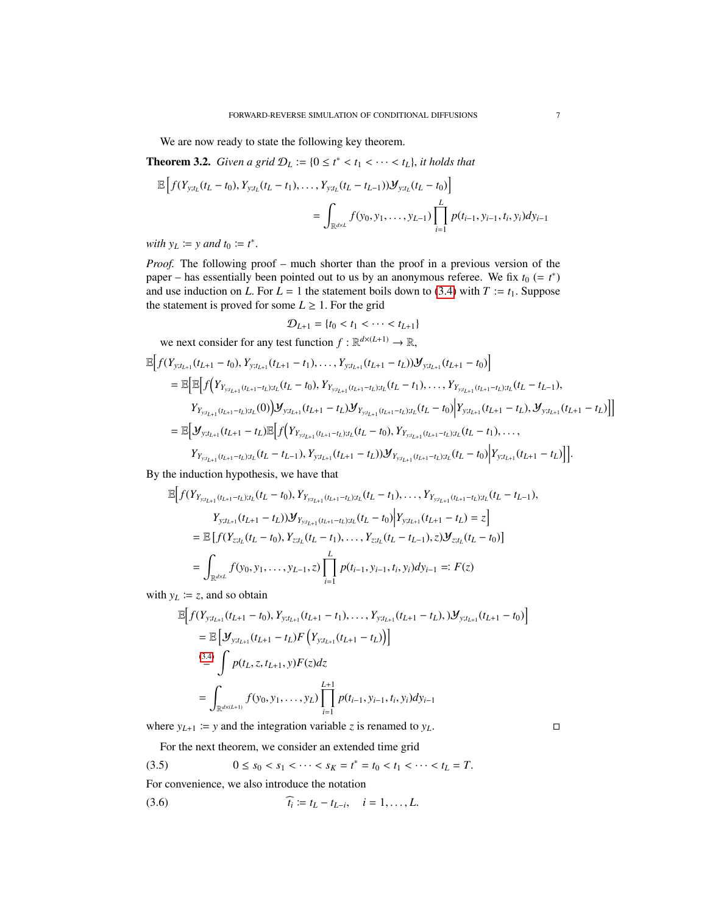We are now ready to state the following key theorem.

**Theorem 3.2.** *Given a grid $\mathcal{D}_L := \{0 \le t^* < t_1 < \cdots < t_L\}$, it holds that*

$$\mathbb{E}\Big[ f(Y_{y;t_L}(t_L - t_0), Y_{y;t_L}(t_L - t_1), \ldots, Y_{y;t_L}(t_L - t_{L-1}))\mathcal{Y}_{y;t_L}(t_L - t_0)\Big] = \int_{\mathbb{R}^{d\times L}} f(y_0, y_1, \ldots, y_{L-1}) \prod_{i=1}^{L} p(t_{i-1}, y_{i-1}, t_i, y_i) dy_{i-1}$$

*with $y_L := y$ and $t_0 := t^*$.*

*Proof.* The following proof – much shorter than the proof in a previous version of the paper – has essentially been pointed out to us by an anonymous referee. We fix $t_0$ $(= t^*)$ and use induction on $L$. For $L = 1$ the statement boils down to (3.4) with $T := t_1$. Suppose the statement is proved for some $L \ge 1$. For the grid

$$\mathcal{D}_{L+1} = \{t_0 < t_1 < \cdots < t_{L+1}\}$$

we next consider for any test function $f : \mathbb{R}^{d\times(L+1)} \to \mathbb{R}$,

$$\begin{aligned}
&\mathbb{E}\Big[ f(Y_{y;t_{L+1}}(t_{L+1} - t_0), Y_{y;t_{L+1}}(t_{L+1} - t_1), \ldots, Y_{y;t_{L+1}}(t_{L+1} - t_L))\mathcal{Y}_{y;t_{L+1}}(t_{L+1} - t_0)\Big] \\
&= \mathbb{E}\Big[\mathbb{E}\Big[ f\Big(Y_{Y_{y;t_{L+1}}(t_{L+1}-t_L);t_L}(t_L - t_0), Y_{Y_{y;t_{L+1}}(t_{L+1}-t_L);t_L}(t_L - t_1), \ldots, Y_{Y_{y;t_{L+1}}(t_{L+1}-t_L);t_L}(t_L - t_{L-1}), \\
&\qquad Y_{Y_{y;t_{L+1}}(t_{L+1}-t_L);t_L}(0)\Big)\mathcal{Y}_{y;t_{L+1}}(t_{L+1} - t_L)\mathcal{Y}_{Y_{y;t_{L+1}}(t_{L+1}-t_L);t_L}(t_L - t_0)\Big| Y_{y;t_{L+1}}(t_{L+1} - t_L), \mathcal{Y}_{y;t_{L+1}}(t_{L+1} - t_L)\Big]\Big] \\
&= \mathbb{E}\Big[\mathcal{Y}_{y;t_{L+1}}(t_{L+1} - t_L)\mathbb{E}\Big[ f\Big(Y_{Y_{y;t_{L+1}}(t_{L+1}-t_L);t_L}(t_L - t_0), Y_{Y_{y;t_{L+1}}(t_{L+1}-t_L);t_L}(t_L - t_1), \ldots, \\
&\qquad Y_{Y_{y;t_{L+1}}(t_{L+1}-t_L);t_L}(t_L - t_{L-1}), Y_{y;t_{L+1}}(t_{L+1} - t_L)\Big)\mathcal{Y}_{Y_{y;t_{L+1}}(t_{L+1}-t_L);t_L}(t_L - t_0)\Big| Y_{y;t_{L+1}}(t_{L+1} - t_L)\Big]\Big].
\end{aligned}$$

By the induction hypothesis, we have that

$$\begin{aligned}
&\mathbb{E}\Big[ f(Y_{Y_{y;t_{L+1}}(t_{L+1}-t_L);t_L}(t_L - t_0), Y_{Y_{y;t_{L+1}}(t_{L+1}-t_L);t_L}(t_L - t_1), \ldots, Y_{Y_{y;t_{L+1}}(t_{L+1}-t_L);t_L}(t_L - t_{L-1}), \\
&\qquad Y_{y;t_{L+1}}(t_{L+1} - t_L))\mathcal{Y}_{Y_{y;t_{L+1}}(t_{L+1}-t_L);t_L}(t_L - t_0)\Big| Y_{y;t_{L+1}}(t_{L+1} - t_L) = z\Big] \\
&= \mathbb{E}\left[ f(Y_{z;t_L}(t_L - t_0), Y_{z;t_L}(t_L - t_1), \ldots, Y_{z;t_L}(t_L - t_{L-1}), z)\mathcal{Y}_{z;t_L}(t_L - t_0)\right] \\
&= \int_{\mathbb{R}^{d\times L}} f(y_0, y_1, \ldots, y_{L-1}, z) \prod_{i=1}^{L} p(t_{i-1}, y_{i-1}, t_i, y_i) dy_{i-1} =: F(z)
\end{aligned}$$

with $y_L := z$, and so obtain

$$\begin{aligned}
&\mathbb{E}\Big[ f(Y_{y;t_{L+1}}(t_{L+1} - t_0), Y_{y;t_{L+1}}(t_{L+1} - t_1), \ldots, Y_{y;t_{L+1}}(t_{L+1} - t_L), )\mathcal{Y}_{y;t_{L+1}}(t_{L+1} - t_0)\Big] \\
&= \mathbb{E}\left[\mathcal{Y}_{y;t_{L+1}}(t_{L+1} - t_L) F\left(Y_{y;t_{L+1}}(t_{L+1} - t_L)\right)\right] \\
&\overset{(3.4)}{=} \int p(t_L, z, t_{L+1}, y) F(z) dz \\
&= \int_{\mathbb{R}^{d\times(L+1)}} f(y_0, y_1, \ldots, y_L) \prod_{i=1}^{L+1} p(t_{i-1}, y_{i-1}, t_i, y_i) dy_{i-1}
\end{aligned}$$

where $y_{L+1} := y$ and the integration variable $z$ is renamed to $y_L$. $\square$

For the next theorem, we consider an extended time grid

$$0 \le s_0 < s_1 < \cdots < s_K = t^* = t_0 < t_1 < \cdots < t_L = T. \tag{3.5}$$

For convenience, we also introduce the notation

$$\widehat{t_i} := t_L - t_{L-i}, \quad i = 1, \ldots, L. \tag{3.6}$$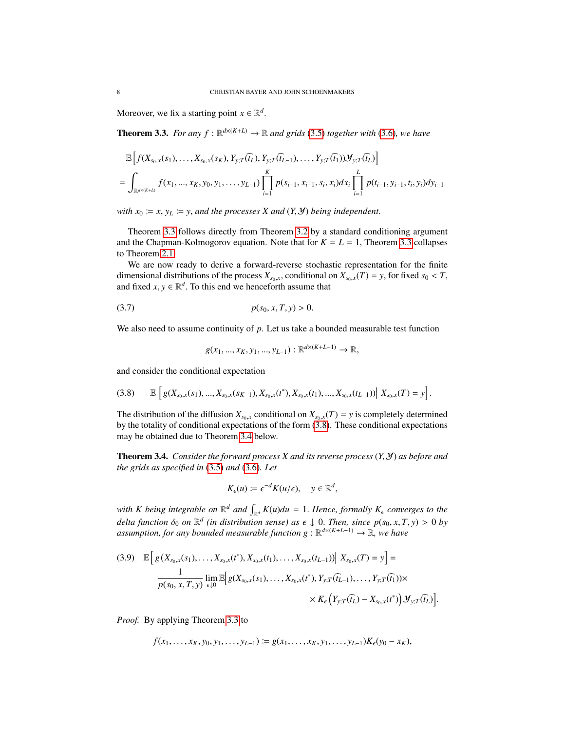Moreover, we fix a starting point $x \in \mathbb{R}^d$.

**Theorem 3.3.** *For any $f : \mathbb{R}^{d\times(K+L)} \to \mathbb{R}$ and grids (3.5) together with (3.6), we have*

$$
\begin{aligned}
&\mathbb{E}\Big[ f(X_{s_0,x}(s_1), \ldots, X_{s_0,x}(s_K), Y_{y;T}(\widehat{t}_L), Y_{y;T}(\widehat{t}_{L-1}), \ldots, Y_{y;T}(\widehat{t}_1))\mathcal{Y}_{y;T}(\widehat{t}_L)\Big] \\
&= \int_{\mathbb{R}^{d\times(K+L)}} f(x_1, ..., x_K, y_0, y_1, \ldots, y_{L-1}) \prod_{i=1}^{K} p(s_{i-1}, x_{i-1}, s_i, x_i)dx_i \prod_{i=1}^{L} p(t_{i-1}, y_{i-1}, t_i, y_i)dy_{i-1}
\end{aligned}
$$

*with $x_0 := x$, $y_L := y$, and the processes $X$ and $(Y, \mathcal{Y})$ being independent.*

Theorem 3.3 follows directly from Theorem 3.2 by a standard conditioning argument and the Chapman-Kolmogorov equation. Note that for $K = L = 1$, Theorem 3.3 collapses to Theorem 2.1.

We are now ready to derive a forward-reverse stochastic representation for the finite dimensional distributions of the process $X_{s_0,x}$, conditional on $X_{s_0,x}(T) = y$, for fixed $s_0 < T$, and fixed $x, y \in \mathbb{R}^d$. To this end we henceforth assume that

$$
p(s_0, x, T, y) > 0. \tag{3.7}
$$

We also need to assume continuity of $p$. Let us take a bounded measurable test function

$$
g(x_1, ..., x_K, y_1, ..., y_{L-1}) : \mathbb{R}^{d\times(K+L-1)} \to \mathbb{R},
$$

and consider the conditional expectation

$$
\mathbb{E}\left[ g(X_{s_0,x}(s_1), ..., X_{s_0,x}(s_{K-1}), X_{s_0,x}(t^*), X_{s_0,x}(t_1), ..., X_{s_0,x}(t_{L-1}))\Big| \, X_{s_0,x}(T) = y\right]. \tag{3.8}
$$

The distribution of the diffusion $X_{s_0,x}$ conditional on $X_{s_0,x}(T) = y$ is completely determined by the totality of conditional expectations of the form (3.8). These conditional expectations may be obtained due to Theorem 3.4 below.

**Theorem 3.4.** *Consider the forward process $X$ and its reverse process $(Y, \mathcal{Y})$ as before and the grids as specified in (3.5) and (3.6). Let*

$$
K_\epsilon(u) := \epsilon^{-d}K(u/\epsilon), \quad y \in \mathbb{R}^d,
$$

*with $K$ being integrable on $\mathbb{R}^d$ and $\int_{\mathbb{R}^d} K(u)du = 1$. Hence, formally $K_\epsilon$ converges to the delta function $\delta_0$ on $\mathbb{R}^d$ (in distribution sense) as $\epsilon \downarrow 0$. Then, since $p(s_0, x, T, y) > 0$ by assumption, for any bounded measurable function $g : \mathbb{R}^{d\times(K+L-1)} \to \mathbb{R}$, we have*

$$
\begin{aligned}
&\mathbb{E}\Big[ g\left(X_{s_0,x}(s_1), \ldots, X_{s_0,x}(t^*), X_{s_0,x}(t_1), \ldots, X_{s_0,x}(t_{L-1})\right)\Big| \, X_{s_0,x}(T) = y\Big] = \\
&\qquad \frac{1}{p(s_0, x, T, y)} \lim_{\epsilon\downarrow 0} \mathbb{E}\Big[ g(X_{s_0,x}(s_1), \ldots, X_{s_0,x}(t^*), Y_{y;T}(\widehat{t}_{L-1}), \ldots, Y_{y;T}(\widehat{t}_1)) \times \\
&\qquad\qquad \times K_\epsilon\left(Y_{y;T}(\widehat{t}_L) - X_{s_0,x}(t^*)\right)\mathcal{Y}_{y;T}(\widehat{t}_L)\Big].
\end{aligned} \tag{3.9}
$$

*Proof.* By applying Theorem 3.3 to

$$
f(x_1, \ldots, x_K, y_0, y_1, \ldots, y_{L-1}) := g(x_1, \ldots, x_K, y_1, \ldots, y_{L-1})K_\epsilon(y_0 - x_K),
$$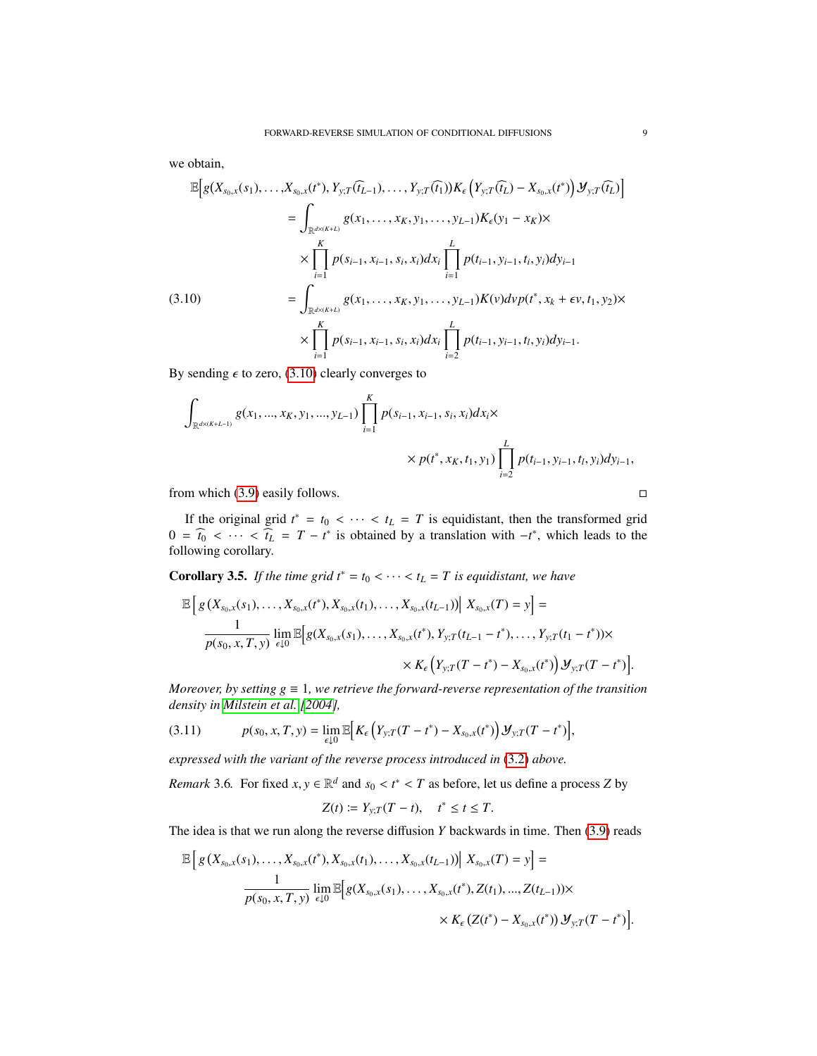we obtain,

$$
\begin{aligned}
\mathbb{E}\Big[g(X_{s_0,x}(s_1),\ldots,&X_{s_0,x}(t^*), Y_{y;T}(\widehat{t_{L-1}}),\ldots,Y_{y;T}(\widehat{t_1}))K_\epsilon\left(Y_{y;T}(\widehat{t_L})-X_{s_0,x}(t^*)\right)\mathcal{Y}_{y;T}(\widehat{t_L})\Big] \\
&= \int_{\mathbb{R}^{d\times(K+L)}} g(x_1,\ldots,x_K,y_1,\ldots,y_{L-1})K_\epsilon(y_1-x_K)\times \\
&\quad\times\prod_{i=1}^{K} p(s_{i-1},x_{i-1},s_i,x_i)dx_i\prod_{i=1}^{L} p(t_{i-1},y_{i-1},t_i,y_i)dy_{i-1} \\
&= \int_{\mathbb{R}^{d\times(K+L)}} g(x_1,\ldots,x_K,y_1,\ldots,y_{L-1})K(v)dv\,p(t^*,x_k+\epsilon v,t_1,y_2)\times \\
&\quad\times\prod_{i=1}^{K} p(s_{i-1},x_{i-1},s_i,x_i)dx_i\prod_{i=2}^{L} p(t_{i-1},y_{i-1},t_i,y_i)dy_{i-1}.
\end{aligned}
\tag{3.10}
$$

By sending $\epsilon$ to zero, (3.10) clearly converges to

$$
\int_{\mathbb{R}^{d\times(K+L-1)}} g(x_1,...,x_K,y_1,...,y_{L-1})\prod_{i=1}^{K} p(s_{i-1},x_{i-1},s_i,x_i)dx_i\times
$$

$$
\times\, p(t^*,x_K,t_1,y_1)\prod_{i=2}^{L} p(t_{i-1},y_{i-1},t_l,y_i)dy_{i-1},
$$

from which (3.9) easily follows. □

If the original grid $t^* = t_0 < \cdots < t_L = T$ is equidistant, then the transformed grid $0 = \widehat{t_0} < \cdots < \widehat{t_L} = T - t^*$ is obtained by a translation with $-t^*$, which leads to the following corollary.

**Corollary 3.5.** *If the time grid $t^* = t_0 < \cdots < t_L = T$ is equidistant, we have*

$$
\begin{aligned}
&\mathbb{E}\left[\, g\left(X_{s_0,x}(s_1),\ldots,X_{s_0,x}(t^*),X_{s_0,x}(t_1),\ldots,X_{s_0,x}(t_{L-1})\right)\Big|\; X_{s_0,x}(T)=y\right] = \\
&\quad\frac{1}{p(s_0,x,T,y)}\lim_{\epsilon\downarrow 0}\mathbb{E}\Big[g(X_{s_0,x}(s_1),\ldots,X_{s_0,x}(t^*),Y_{y;T}(t_{L-1}-t^*),\ldots,Y_{y;T}(t_1-t^*))\times \\
&\qquad\qquad\times K_\epsilon\left(Y_{y;T}(T-t^*)-X_{s_0,x}(t^*)\right)\mathcal{Y}_{y;T}(T-t^*)\Big].
\end{aligned}
$$

*Moreover, by setting $g \equiv 1$, we retrieve the forward-reverse representation of the transition density in Milstein et al. [2004],*

$$
p(s_0,x,T,y) = \lim_{\epsilon\downarrow 0}\mathbb{E}\Big[K_\epsilon\left(Y_{y;T}(T-t^*)-X_{s_0,x}(t^*)\right)\mathcal{Y}_{y;T}(T-t^*)\Big],
\tag{3.11}
$$

*expressed with the variant of the reverse process introduced in (3.2) above.*

*Remark* 3.6. For fixed $x, y \in \mathbb{R}^d$ and $s_0 < t^* < T$ as before, let us define a process $Z$ by

$$
Z(t) := Y_{y;T}(T-t), \quad t^* \le t \le T.
$$

The idea is that we run along the reverse diffusion $Y$ backwards in time. Then (3.9) reads

$$
\begin{aligned}
&\mathbb{E}\left[\, g\left(X_{s_0,x}(s_1),\ldots,X_{s_0,x}(t^*),X_{s_0,x}(t_1),\ldots,X_{s_0,x}(t_{L-1})\right)\Big|\; X_{s_0,x}(T)=y\right] = \\
&\quad\frac{1}{p(s_0,x,T,y)}\lim_{\epsilon\downarrow 0}\mathbb{E}\Big[g(X_{s_0,x}(s_1),\ldots,X_{s_0,x}(t^*),Z(t_1),...,Z(t_{L-1}))\times \\
&\qquad\qquad\times K_\epsilon\left(Z(t^*)-X_{s_0,x}(t^*)\right)\mathcal{Y}_{y;T}(T-t^*)\Big].
\end{aligned}
$$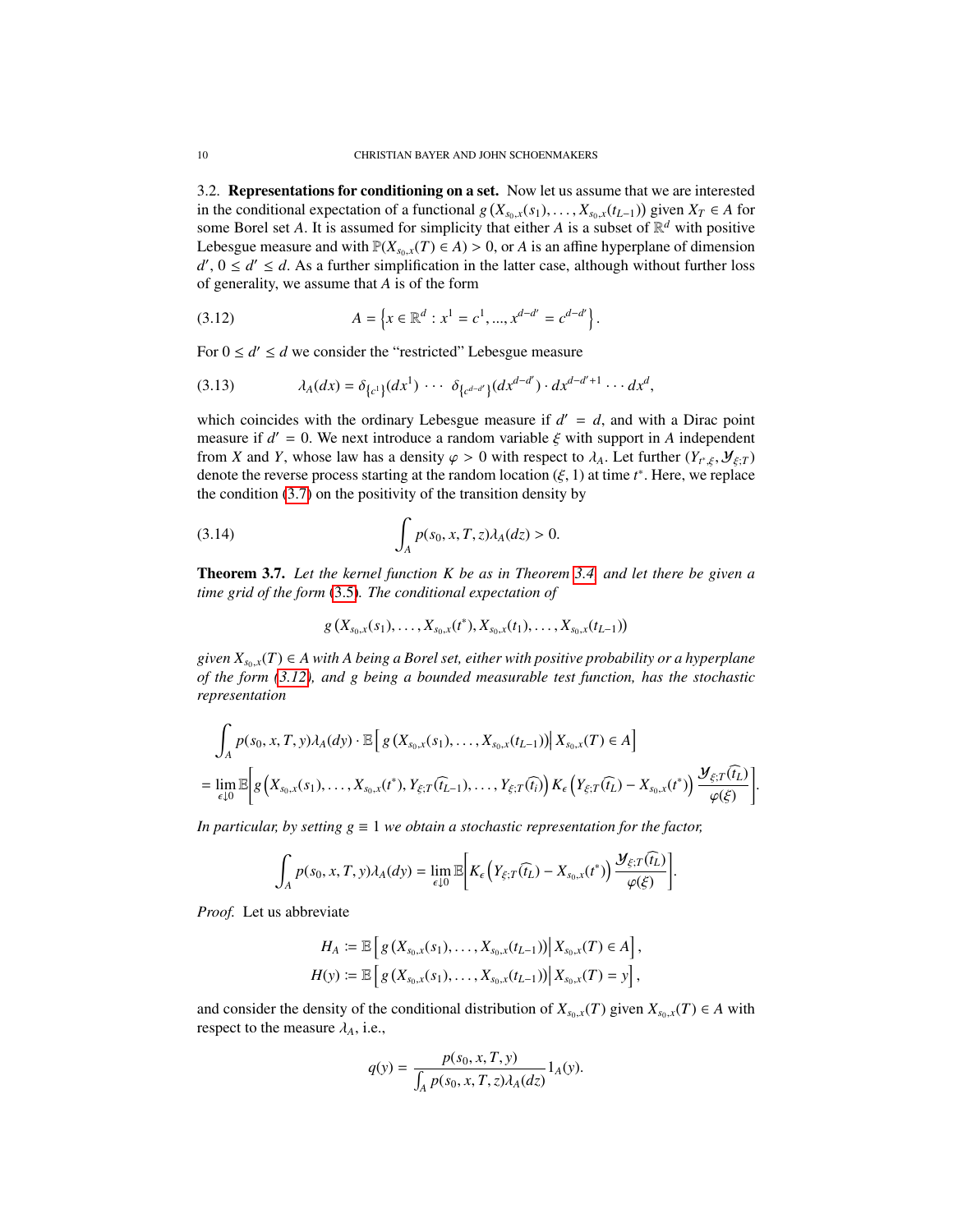### 3.2. Representations for conditioning on a set.

Now let us assume that we are interested in the conditional expectation of a functional $g(X_{s_0,x}(s_1), \ldots, X_{s_0,x}(t_{L-1}))$ given $X_T \in A$ for some Borel set $A$. It is assumed for simplicity that either $A$ is a subset of $\mathbb{R}^d$ with positive Lebesgue measure and with $\mathbb{P}(X_{s_0,x}(T) \in A) > 0$, or $A$ is an affine hyperplane of dimension $d'$, $0 \le d' \le d$. As a further simplification in the latter case, although without further loss of generality, we assume that $A$ is of the form

$$A = \left\{ x \in \mathbb{R}^d : x^1 = c^1, ..., x^{d-d'} = c^{d-d'} \right\}. \tag{3.12}$$

For $0 \le d' \le d$ we consider the "restricted" Lebesgue measure

$$\lambda_A(dx) = \delta_{\{c^1\}}(dx^1) \cdots \delta_{\{c^{d-d'}\}}(dx^{d-d'}) \cdot dx^{d-d'+1} \cdots dx^d, \tag{3.13}$$

which coincides with the ordinary Lebesgue measure if $d' = d$, and with a Dirac point measure if $d' = 0$. We next introduce a random variable $\xi$ with support in $A$ independent from $X$ and $Y$, whose law has a density $\varphi > 0$ with respect to $\lambda_A$. Let further $(Y_{t^*,\xi}, \mathcal{Y}_{\xi;T})$ denote the reverse process starting at the random location $(\xi, 1)$ at time $t^*$. Here, we replace the condition (3.7) on the positivity of the transition density by

$$\int_A p(s_0, x, T, z) \lambda_A(dz) > 0. \tag{3.14}$$

**Theorem 3.7.** *Let the kernel function $K$ be as in Theorem 3.4 and let there be given a time grid of the form (3.5). The conditional expectation of*

$$g\left(X_{s_0,x}(s_1), \ldots, X_{s_0,x}(t^*), X_{s_0,x}(t_1), \ldots, X_{s_0,x}(t_{L-1})\right)$$

*given $X_{s_0,x}(T) \in A$ with $A$ being a Borel set, either with positive probability or a hyperplane of the form (3.12), and $g$ being a bounded measurable test function, has the stochastic representation*

$$\begin{aligned}
&\int_A p(s_0, x, T, y) \lambda_A(dy) \cdot \mathbb{E}\left[ g\left(X_{s_0,x}(s_1), \ldots, X_{s_0,x}(t_{L-1})\right) \middle| X_{s_0,x}(T) \in A \right] \\
&= \lim_{\epsilon \downarrow 0} \mathbb{E}\left[ g\left(X_{s_0,x}(s_1), \ldots, X_{s_0,x}(t^*), Y_{\xi;T}(\widehat{t_{L-1}}), \ldots, Y_{\xi;T}(\widehat{t_i})\right) K_\epsilon\left(Y_{\xi;T}(\widehat{t_L}) - X_{s_0,x}(t^*)\right) \frac{\mathcal{Y}_{\xi;T}(\widehat{t_L})}{\varphi(\xi)} \right].
\end{aligned}$$

*In particular, by setting $g \equiv 1$ we obtain a stochastic representation for the factor,*

$$\int_A p(s_0, x, T, y) \lambda_A(dy) = \lim_{\epsilon \downarrow 0} \mathbb{E}\left[ K_\epsilon\left(Y_{\xi;T}(\widehat{t_L}) - X_{s_0,x}(t^*)\right) \frac{\mathcal{Y}_{\xi;T}(\widehat{t_L})}{\varphi(\xi)} \right].$$

*Proof.* Let us abbreviate

$$\begin{aligned}
H_A &:= \mathbb{E}\left[ g\left(X_{s_0,x}(s_1), \ldots, X_{s_0,x}(t_{L-1})\right) \middle| X_{s_0,x}(T) \in A \right], \\
H(y) &:= \mathbb{E}\left[ g\left(X_{s_0,x}(s_1), \ldots, X_{s_0,x}(t_{L-1})\right) \middle| X_{s_0,x}(T) = y \right],
\end{aligned}$$

and consider the density of the conditional distribution of $X_{s_0,x}(T)$ given $X_{s_0,x}(T) \in A$ with respect to the measure $\lambda_A$, i.e.,

$$q(y) = \frac{p(s_0, x, T, y)}{\int_A p(s_0, x, T, z) \lambda_A(dz)} 1_A(y).$$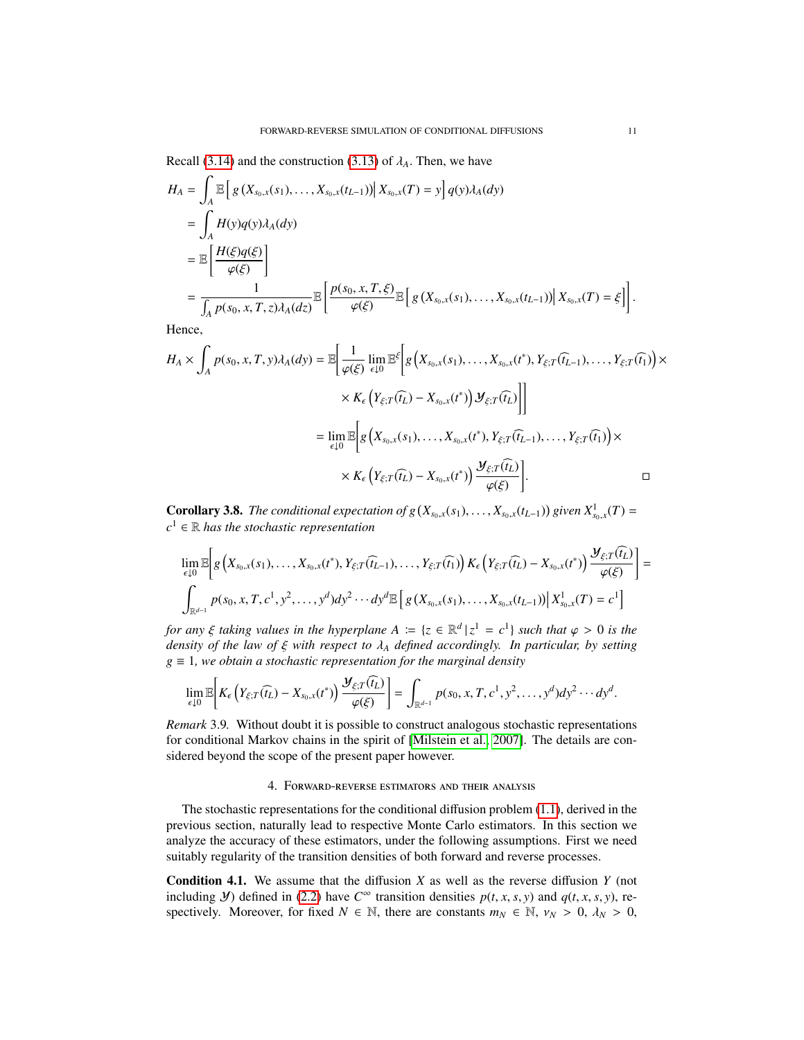Recall (3.14) and the construction (3.13) of $\lambda_A$. Then, we have

$$
\begin{aligned}
H_A &= \int_A \mathbb{E}\left[\, g\left(X_{s_0,x}(s_1),\ldots,X_{s_0,x}(t_{L-1})\right)\middle|\, X_{s_0,x}(T)=y\right] q(y)\lambda_A(dy)\\
&= \int_A H(y) q(y) \lambda_A(dy)\\
&= \mathbb{E}\left[\frac{H(\xi)q(\xi)}{\varphi(\xi)}\right]\\
&= \frac{1}{\int_A p(s_0,x,T,z)\lambda_A(dz)} \mathbb{E}\left[\frac{p(s_0,x,T,\xi)}{\varphi(\xi)} \mathbb{E}\left[\, g\left(X_{s_0,x}(s_1),\ldots,X_{s_0,x}(t_{L-1})\right)\middle|\, X_{s_0,x}(T)=\xi\right]\right].
\end{aligned}
$$

Hence,

$$
\begin{aligned}
H_A \times \int_A p(s_0,x,T,y)\lambda_A(dy) &= \mathbb{E}\Bigg[\frac{1}{\varphi(\xi)} \lim_{\epsilon\downarrow 0} \mathbb{E}^{\xi}\Big[ g\left(X_{s_0,x}(s_1),\ldots,X_{s_0,x}(t^*), Y_{\xi;T}(\widehat{t_{L-1}}),\ldots,Y_{\xi;T}(\widehat{t_1})\right)\times\\
&\qquad \times K_\epsilon\left(Y_{\xi;T}(\widehat{t_L}) - X_{s_0,x}(t^*)\right)\mathcal{Y}_{\xi;T}(\widehat{t_L})\Big]\Bigg]\\
&= \lim_{\epsilon\downarrow 0}\mathbb{E}\Bigg[ g\left(X_{s_0,x}(s_1),\ldots,X_{s_0,x}(t^*), Y_{\xi;T}(\widehat{t_{L-1}}),\ldots,Y_{\xi;T}(\widehat{t_1})\right)\times\\
&\qquad \times K_\epsilon\left(Y_{\xi;T}(\widehat{t_L}) - X_{s_0,x}(t^*)\right)\frac{\mathcal{Y}_{\xi;T}(\widehat{t_L})}{\varphi(\xi)}\Bigg].
\end{aligned}
$$

□

**Corollary 3.8.** *The conditional expectation of* $g\left(X_{s_0,x}(s_1),\ldots,X_{s_0,x}(t_{L-1})\right)$ *given* $X^1_{s_0,x}(T) = c^1 \in \mathbb{R}$ *has the stochastic representation*

$$
\begin{aligned}
&\lim_{\epsilon\downarrow 0}\mathbb{E}\left[ g\left(X_{s_0,x}(s_1),\ldots,X_{s_0,x}(t^*), Y_{\xi;T}(\widehat{t_{L-1}}),\ldots,Y_{\xi;T}(\widehat{t_1})\right) K_\epsilon\left(Y_{\xi;T}(\widehat{t_L}) - X_{s_0,x}(t^*)\right)\frac{\mathcal{Y}_{\xi;T}(\widehat{t_L})}{\varphi(\xi)}\right] =\\
&\int_{\mathbb{R}^{d-1}} p(s_0,x,T,c^1,y^2,\ldots,y^d)dy^2\cdots dy^d\, \mathbb{E}\left[\, g\left(X_{s_0,x}(s_1),\ldots,X_{s_0,x}(t_{L-1})\right)\middle|\, X^1_{s_0,x}(T) = c^1\right]
\end{aligned}
$$

*for any* $\xi$ *taking values in the hyperplane* $A := \{z\in\mathbb{R}^d \,|\, z^1 = c^1\}$ *such that* $\varphi > 0$ *is the density of the law of* $\xi$ *with respect to* $\lambda_A$ *defined accordingly. In particular, by setting* $g \equiv 1$*, we obtain a stochastic representation for the marginal density*

$$
\lim_{\epsilon\downarrow 0}\mathbb{E}\left[K_\epsilon\left(Y_{\xi;T}(\widehat{t_L}) - X_{s_0,x}(t^*)\right)\frac{\mathcal{Y}_{\xi;T}(\widehat{t_L})}{\varphi(\xi)}\right] = \int_{\mathbb{R}^{d-1}} p(s_0,x,T,c^1,y^2,\ldots,y^d)dy^2\cdots dy^d.
$$

*Remark* 3.9. Without doubt it is possible to construct analogous stochastic representations for conditional Markov chains in the spirit of [Milstein et al., 2007]. The details are considered beyond the scope of the present paper however.

## 4. Forward-reverse estimators and their analysis

The stochastic representations for the conditional diffusion problem (1.1), derived in the previous section, naturally lead to respective Monte Carlo estimators. In this section we analyze the accuracy of these estimators, under the following assumptions. First we need suitably regularity of the transition densities of both forward and reverse processes.

**Condition 4.1.** We assume that the diffusion $X$ as well as the reverse diffusion $Y$ (not including $\mathcal{Y}$) defined in (2.2) have $C^\infty$ transition densities $p(t,x,s,y)$ and $q(t,x,s,y)$, respectively. Moreover, for fixed $N\in\mathbb{N}$, there are constants $m_N\in\mathbb{N}$, $\nu_N > 0$, $\lambda_N > 0$,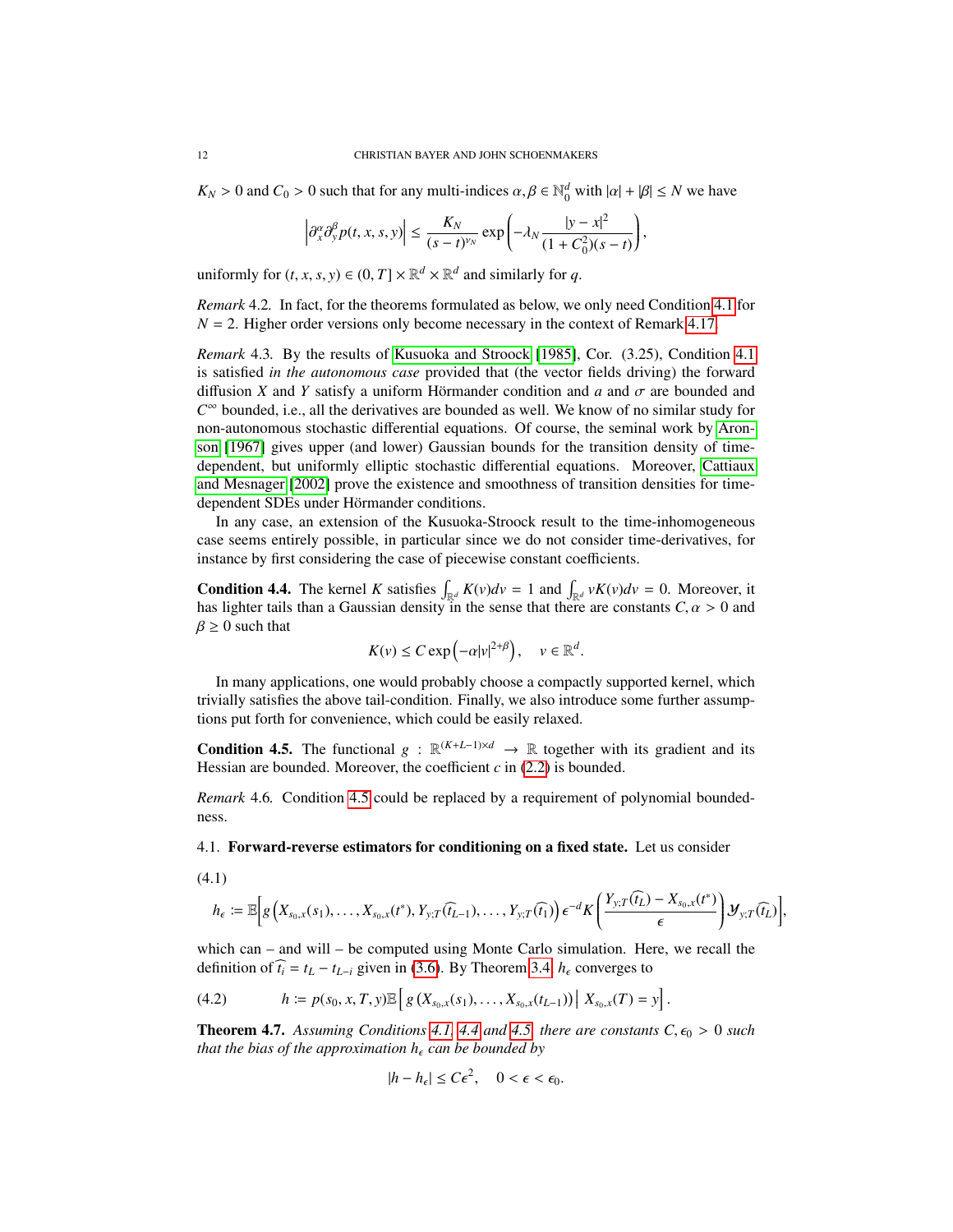$K_N > 0$ and $C_0 > 0$ such that for any multi-indices $\alpha, \beta \in \mathbb{N}_0^d$ with $|\alpha| + |\beta| \le N$ we have

$$\left|\partial_x^\alpha \partial_y^\beta p(t,x,s,y)\right| \le \frac{K_N}{(s-t)^{\nu_N}} \exp\left(-\lambda_N \frac{|y-x|^2}{(1+C_0^2)(s-t)}\right),$$

uniformly for $(t,x,s,y) \in (0,T] \times \mathbb{R}^d \times \mathbb{R}^d$ and similarly for $q$.

*Remark* 4.2. In fact, for the theorems formulated as below, we only need Condition 4.1 for $N = 2$. Higher order versions only become necessary in the context of Remark 4.17.

*Remark* 4.3. By the results of Kusuoka and Stroock [1985], Cor. (3.25), Condition 4.1 is satisfied *in the autonomous case* provided that (the vector fields driving) the forward diffusion $X$ and $Y$ satisfy a uniform Hörmander condition and $a$ and $\sigma$ are bounded and $C^\infty$ bounded, i.e., all the derivatives are bounded as well. We know of no similar study for non-autonomous stochastic differential equations. Of course, the seminal work by Aronson [1967] gives upper (and lower) Gaussian bounds for the transition density of time-dependent, but uniformly elliptic stochastic differential equations. Moreover, Cattiaux and Mesnager [2002] prove the existence and smoothness of transition densities for time-dependent SDEs under Hörmander conditions.

In any case, an extension of the Kusuoka-Stroock result to the time-inhomogeneous case seems entirely possible, in particular since we do not consider time-derivatives, for instance by first considering the case of piecewise constant coefficients.

**Condition 4.4.** The kernel $K$ satisfies $\int_{\mathbb{R}^d} K(v)dv = 1$ and $\int_{\mathbb{R}^d} vK(v)dv = 0$. Moreover, it has lighter tails than a Gaussian density in the sense that there are constants $C, \alpha > 0$ and $\beta \ge 0$ such that

$$K(v) \le C \exp\left(-\alpha |v|^{2+\beta}\right), \quad v \in \mathbb{R}^d.$$

In many applications, one would probably choose a compactly supported kernel, which trivially satisfies the above tail-condition. Finally, we also introduce some further assumptions put forth for convenience, which could be easily relaxed.

**Condition 4.5.** The functional $g : \mathbb{R}^{(K+L-1)\times d} \to \mathbb{R}$ together with its gradient and its Hessian are bounded. Moreover, the coefficient $c$ in (2.2) is bounded.

*Remark* 4.6. Condition 4.5 could be replaced by a requirement of polynomial boundedness.

4.1. **Forward-reverse estimators for conditioning on a fixed state.** Let us consider

(4.1)

$$h_\epsilon := \mathbb{E}\Big[ g\left(X_{s_0,x}(s_1), \ldots, X_{s_0,x}(t^*), Y_{y;T}(\widehat{t_{L-1}}), \ldots, Y_{y;T}(\widehat{t_1})\right) \epsilon^{-d} K\left(\frac{Y_{y;T}(\widehat{t_L}) - X_{s_0,x}(t^*)}{\epsilon}\right) \mathcal{Y}_{y;T}(\widehat{t_L})\Big],$$

which can – and will – be computed using Monte Carlo simulation. Here, we recall the definition of $\widehat{t_i} = t_L - t_{L-i}$ given in (3.6). By Theorem 3.4, $h_\epsilon$ converges to

$$h := p(s_0, x, T, y) \mathbb{E}\left[ g\left(X_{s_0,x}(s_1), \ldots, X_{s_0,x}(t_{L-1})\right) \middle| X_{s_0,x}(T) = y\right]. \tag{4.2}$$

**Theorem 4.7.** *Assuming Conditions 4.1, 4.4 and 4.5, there are constants $C, \epsilon_0 > 0$ such that the bias of the approximation $h_\epsilon$ can be bounded by*

$$|h - h_\epsilon| \le C\epsilon^2, \quad 0 < \epsilon < \epsilon_0.$$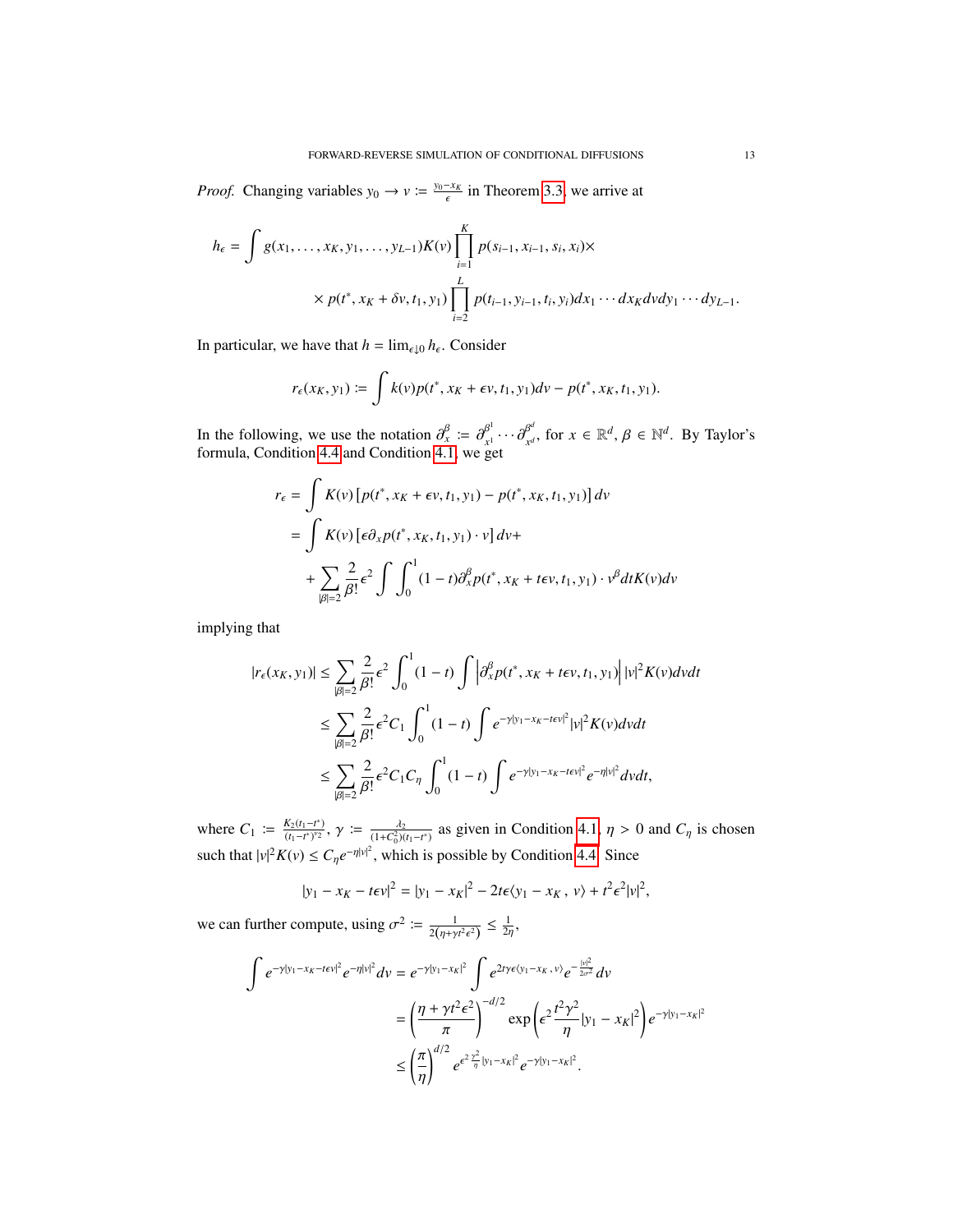*Proof.* Changing variables $y_0 \to v := \frac{y_0 - x_K}{\epsilon}$ in Theorem 3.3, we arrive at

$$h_\epsilon = \int g(x_1, \ldots, x_K, y_1, \ldots, y_{L-1}) K(v) \prod_{i=1}^{K} p(s_{i-1}, x_{i-1}, s_i, x_i) \times$$
$$\times\, p(t^*, x_K + \delta v, t_1, y_1) \prod_{i=2}^{L} p(t_{i-1}, y_{i-1}, t_i, y_i) dx_1 \cdots dx_K dv dy_1 \cdots dy_{L-1}.$$

In particular, we have that $h = \lim_{\epsilon \downarrow 0} h_\epsilon$. Consider

$$r_\epsilon(x_K, y_1) := \int k(v) p(t^*, x_K + \epsilon v, t_1, y_1) dv - p(t^*, x_K, t_1, y_1).$$

In the following, we use the notation $\partial_x^\beta := \partial_{x^1}^{\beta^1} \cdots \partial_{x^d}^{\beta^d}$, for $x \in \mathbb{R}^d$, $\beta \in \mathbb{N}^d$. By Taylor's formula, Condition 4.4 and Condition 4.1, we get

$$\begin{aligned}
r_\epsilon &= \int K(v) \left[ p(t^*, x_K + \epsilon v, t_1, y_1) - p(t^*, x_K, t_1, y_1) \right] dv \\
&= \int K(v) \left[ \epsilon \partial_x p(t^*, x_K, t_1, y_1) \cdot v \right] dv + \\
&\quad + \sum_{|\beta|=2} \frac{2}{\beta!} \epsilon^2 \int \int_0^1 (1-t) \partial_x^\beta p(t^*, x_K + t\epsilon v, t_1, y_1) \cdot v^\beta dt K(v) dv
\end{aligned}$$

implying that

$$\begin{aligned}
|r_\epsilon(x_K, y_1)| &\leq \sum_{|\beta|=2} \frac{2}{\beta!} \epsilon^2 \int_0^1 (1-t) \int \left| \partial_x^\beta p(t^*, x_K + t\epsilon v, t_1, y_1) \right| |v|^2 K(v) dv dt \\
&\leq \sum_{|\beta|=2} \frac{2}{\beta!} \epsilon^2 C_1 \int_0^1 (1-t) \int e^{-\gamma |y_1 - x_K - t\epsilon v|^2} |v|^2 K(v) dv dt \\
&\leq \sum_{|\beta|=2} \frac{2}{\beta!} \epsilon^2 C_1 C_\eta \int_0^1 (1-t) \int e^{-\gamma |y_1 - x_K - t\epsilon v|^2} e^{-\eta |v|^2} dv dt,
\end{aligned}$$

where $C_1 := \frac{K_2(t_1 - t^*)}{(t_1 - t^*)^{\nu_2}}$, $\gamma := \frac{\lambda_2}{(1 + C_0^2)(t_1 - t^*)}$ as given in Condition 4.1, $\eta > 0$ and $C_\eta$ is chosen such that $|v|^2 K(v) \leq C_\eta e^{-\eta |v|^2}$, which is possible by Condition 4.4. Since

$$|y_1 - x_K - t\epsilon v|^2 = |y_1 - x_K|^2 - 2t\epsilon \langle y_1 - x_K\,,\, v \rangle + t^2 \epsilon^2 |v|^2,$$

we can further compute, using $\sigma^2 := \frac{1}{2(\eta + \gamma t^2 \epsilon^2)} \leq \frac{1}{2\eta}$,

$$\begin{aligned}
\int e^{-\gamma |y_1 - x_K - t\epsilon v|^2} e^{-\eta |v|^2} dv &= e^{-\gamma |y_1 - x_K|^2} \int e^{2t\gamma\epsilon \langle y_1 - x_K\,,\, v \rangle} e^{-\frac{|v|^2}{2\sigma^2}} dv \\
&= \left( \frac{\eta + \gamma t^2 \epsilon^2}{\pi} \right)^{-d/2} \exp\left( \epsilon^2 \frac{t^2 \gamma^2}{\eta} |y_1 - x_K|^2 \right) e^{-\gamma |y_1 - x_K|^2} \\
&\leq \left( \frac{\pi}{\eta} \right)^{d/2} e^{\epsilon^2 \frac{\gamma^2}{\eta} |y_1 - x_K|^2} e^{-\gamma |y_1 - x_K|^2}.
\end{aligned}$$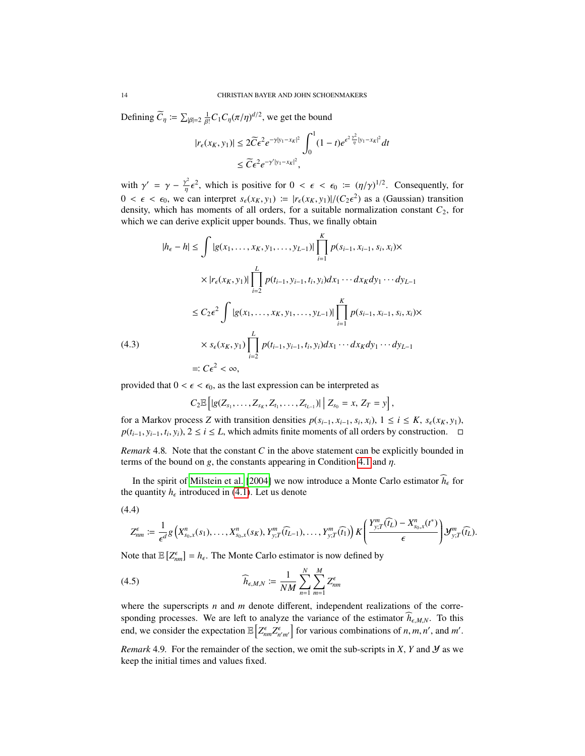Defining $\widetilde{C}_\eta := \sum_{|\beta|=2} \frac{1}{\beta!} C_1 C_\eta (\pi/\eta)^{d/2}$, we get the bound

$$
\begin{aligned}
|r_\epsilon(x_K, y_1)| &\le 2\widetilde{C}\epsilon^2 e^{-\gamma|y_1 - x_K|^2} \int_0^1 (1-t) e^{\epsilon^2 \frac{\gamma^2}{\eta}|y_1 - x_K|^2} dt \\
&\le \widetilde{C}\epsilon^2 e^{-\gamma'|y_1 - x_K|^2},
\end{aligned}
$$

with $\gamma' = \gamma - \frac{\gamma^2}{\eta}\epsilon^2$, which is positive for $0 < \epsilon < \epsilon_0 := (\eta/\gamma)^{1/2}$. Consequently, for $0 < \epsilon < \epsilon_0$, we can interpret $s_\epsilon(x_K, y_1) := |r_\epsilon(x_K, y_1)|/(C_2\epsilon^2)$ as a (Gaussian) transition density, which has moments of all orders, for a suitable normalization constant $C_2$, for which we can derive explicit upper bounds. Thus, we finally obtain

$$
\begin{aligned}
|h_\epsilon - h| &\le \int |g(x_1, \dots, x_K, y_1, \dots, y_{L-1})| \prod_{i=1}^K p(s_{i-1}, x_{i-1}, s_i, x_i) \times \\
&\qquad \times |r_\epsilon(x_K, y_1)| \prod_{i=2}^L p(t_{i-1}, y_{i-1}, t_i, y_i) dx_1 \cdots dx_K dy_1 \cdots dy_{L-1} \\
&\le C_2\epsilon^2 \int |g(x_1, \dots, x_K, y_1, \dots, y_{L-1})| \prod_{i=1}^K p(s_{i-1}, x_{i-1}, s_i, x_i) \times \\
&\qquad \times s_\epsilon(x_K, y_1) \prod_{i=2}^L p(t_{i-1}, y_{i-1}, t_i, y_i) dx_1 \cdots dx_K dy_1 \cdots dy_{L-1} \\
&=: C\epsilon^2 < \infty,
\end{aligned}
\tag{4.3}
$$

provided that $0 < \epsilon < \epsilon_0$, as the last expression can be interpreted as

$$
C_2 \mathbb{E}\left[ |g(Z_{s_1}, \dots, Z_{s_K}, Z_{t_1}, \dots, Z_{t_{L-1}})| \,\middle|\, Z_{s_0} = x,\, Z_T = y \right],
$$

for a Markov process $Z$ with transition densities $p(s_{i-1}, x_{i-1}, s_i, x_i)$, $1 \le i \le K$, $s_\epsilon(x_K, y_1)$, $p(t_{i-1}, y_{i-1}, t_i, y_i)$, $2 \le i \le L$, which admits finite moments of all orders by construction. $\square$

*Remark* 4.8. Note that the constant $C$ in the above statement can be explicitly bounded in terms of the bound on $g$, the constants appearing in Condition 4.1 and $\eta$.

In the spirit of Milstein et al. [2004] we now introduce a Monte Carlo estimator $\widehat{h}_\epsilon$ for the quantity $h_\epsilon$ introduced in (4.1). Let us denote

$$
Z^\epsilon_{nm} := \frac{1}{\epsilon^d} g\left( X^n_{s_0,x}(s_1), \dots, X^n_{s_0,x}(s_K), Y^m_{y;T}(\widehat{t}_{L-1}), \dots, Y^m_{y;T}(\widehat{t}_1) \right) K\left( \frac{Y^m_{y;T}(\widehat{t}_L) - X^n_{s_0,x}(t^*)}{\epsilon} \right) \mathcal{Y}^m_{y;T}(\widehat{t}_L).
\tag{4.4}
$$

Note that $\mathbb{E}\left[Z^\epsilon_{nm}\right] = h_\epsilon$. The Monte Carlo estimator is now defined by

$$
\widehat{h}_{\epsilon,M,N} := \frac{1}{NM} \sum_{n=1}^N \sum_{m=1}^M Z^\epsilon_{nm}
\tag{4.5}
$$

where the superscripts $n$ and $m$ denote different, independent realizations of the corresponding processes. We are left to analyze the variance of the estimator $\widehat{h}_{\epsilon,M,N}$. To this end, we consider the expectation $\mathbb{E}\left[ Z^\epsilon_{nm} Z^\epsilon_{n'm'} \right]$ for various combinations of $n, m, n'$, and $m'$.

*Remark* 4.9. For the remainder of the section, we omit the sub-scripts in $X$, $Y$ and $\mathcal{Y}$ as we keep the initial times and values fixed.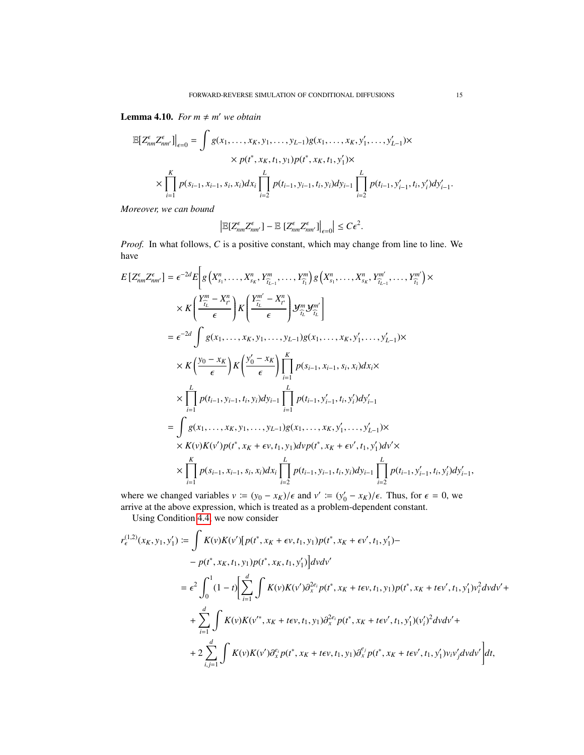**Lemma 4.10.** *For $m \neq m'$ we obtain*

$$
\mathbb{E}[Z^{\epsilon}_{nm} Z^{\epsilon}_{nm'}]\Big|_{\epsilon=0} = \int g(x_1, \ldots, x_K, y_1, \ldots, y_{L-1}) g(x_1, \ldots, x_K, y'_1, \ldots, y'_{L-1}) \times
$$
$$
\times\, p(t^*, x_K, t_1, y_1) p(t^*, x_K, t_1, y'_1) \times
$$
$$
\times \prod_{i=1}^{K} p(s_{i-1}, x_{i-1}, s_i, x_i) dx_i \prod_{i=2}^{L} p(t_{i-1}, y_{i-1}, t_i, y_i) dy_{i-1} \prod_{i=2}^{L} p(t_{i-1}, y'_{i-1}, t_i, y'_i) dy'_{i-1}.
$$

*Moreover, we can bound*

$$
\left| \mathbb{E}[Z^{\epsilon}_{nm} Z^{\epsilon}_{nm'}] - \mathbb{E}\,[Z^{\epsilon}_{nm} Z^{\epsilon}_{nm'}]\Big|_{\epsilon=0} \right| \leq C\epsilon^2.
$$

*Proof.* In what follows, $C$ is a positive constant, which may change from line to line. We have

$$
\begin{aligned}
E\left[Z^{\epsilon}_{nm} Z^{\epsilon}_{nm'}\right] &= \epsilon^{-2d} E\Bigg[ g\left(X^n_{s_1}, \ldots, X^n_{s_K}, Y^m_{\widehat{t}_{L-1}}, \ldots, Y^m_{\widehat{t}_1}\right) g\left(X^n_{s_1}, \ldots, X^n_{s_K}, Y^{m'}_{\widehat{t}_{L-1}}, \ldots, Y^{m'}_{\widehat{t}_1}\right) \times \\
&\quad \times K\left(\frac{Y^m_{\widehat{t}_L} - X^n_{t^*}}{\epsilon}\right) K\left(\frac{Y^{m'}_{\widehat{t}_L} - X^n_{t^*}}{\epsilon}\right) \mathcal{Y}^m_{\widehat{t}_L} \mathcal{Y}^{m'}_{\widehat{t}_L} \Bigg] \\
&= \epsilon^{-2d} \int g(x_1, \ldots, x_K, y_1, \ldots, y_{L-1}) g(x_1, \ldots, x_K, y'_1, \ldots, y'_{L-1}) \times \\
&\quad \times K\left(\frac{y_0 - x_K}{\epsilon}\right) K\left(\frac{y'_0 - x_K}{\epsilon}\right) \prod_{i=1}^{K} p(s_{i-1}, x_{i-1}, s_i, x_i) dx_i \times \\
&\quad \times \prod_{i=1}^{L} p(t_{i-1}, y_{i-1}, t_i, y_i) dy_{i-1} \prod_{i=1}^{L} p(t_{i-1}, y'_{i-1}, t_i, y'_i) dy'_{i-1} \\
&= \int g(x_1, \ldots, x_K, y_1, \ldots, y_{L-1}) g(x_1, \ldots, x_K, y'_1, \ldots, y'_{L-1}) \times \\
&\quad \times K(v) K(v') p(t^*, x_K + \epsilon v, t_1, y_1) dv\, p(t^*, x_K + \epsilon v', t_1, y'_1) dv' \times \\
&\quad \times \prod_{i=1}^{K} p(s_{i-1}, x_{i-1}, s_i, x_i) dx_i \prod_{i=2}^{L} p(t_{i-1}, y_{i-1}, t_i, y_i) dy_{i-1} \prod_{i=2}^{L} p(t_{i-1}, y'_{i-1}, t_i, y'_i) dy'_{i-1},
\end{aligned}
$$

where we changed variables $v := (y_0 - x_K)/\epsilon$ and $v' := (y'_0 - x_K)/\epsilon$. Thus, for $\epsilon = 0$, we arrive at the above expression, which is treated as a problem-dependent constant.

Using Condition 4.4, we now consider

$$
\begin{aligned}
r^{(1,2)}_{\epsilon}(x_K, y_1, y'_1) &:= \int K(v) K(v') \big[ p(t^*, x_K + \epsilon v, t_1, y_1) p(t^*, x_K + \epsilon v', t_1, y'_1) - \\
&\quad - p(t^*, x_K, t_1, y_1) p(t^*, x_K, t_1, y'_1) \big] dv dv' \\
&= \epsilon^2 \int_0^1 (1-t) \Bigg[ \sum_{i=1}^{d} \int K(v) K(v') \partial_x^{2e_i} p(t^*, x_K + t\epsilon v, t_1, y_1) p(t^*, x_K + t\epsilon v', t_1, y'_1) v_i^2 dv dv' + \\
&\quad + \sum_{i=1}^{d} \int K(v) K(v'^*, x_K + t\epsilon v, t_1, y_1) \partial_x^{2e_i} p(t^*, x_K + t\epsilon v', t_1, y'_1) (v'_i)^2 dv dv' + \\
&\quad + 2 \sum_{i,j=1}^{d} \int K(v) K(v') \partial_x^{e_i} p(t^*, x_K + t\epsilon v, t_1, y_1) \partial_x^{e_j} p(t^*, x_K + t\epsilon v', t_1, y'_1) v_i v'_j dv dv' \Bigg] dt,
\end{aligned}
$$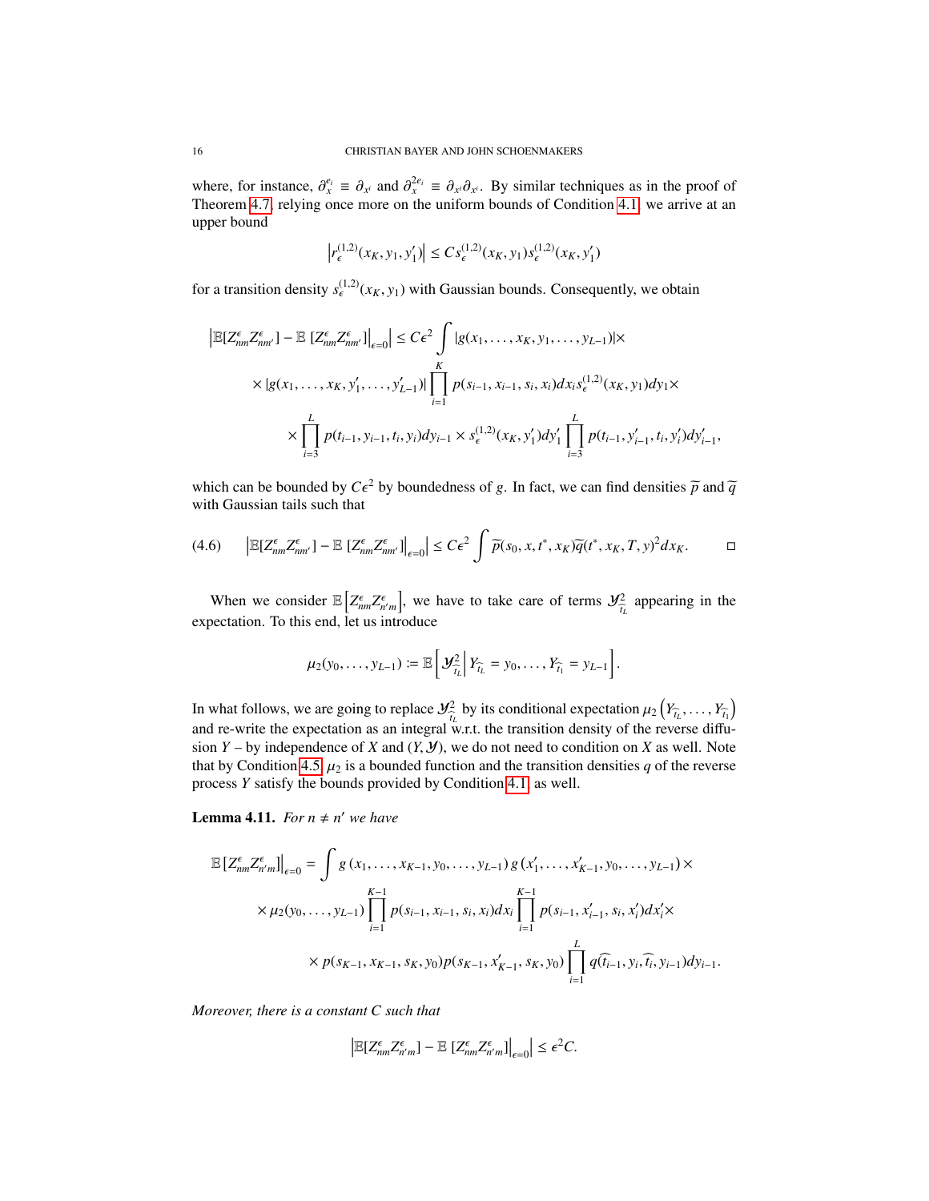where, for instance, $\partial_x^{e_i} \equiv \partial_{x^i}$ and $\partial_x^{2e_i} \equiv \partial_{x^i}\partial_{x^i}$. By similar techniques as in the proof of Theorem 4.7, relying once more on the uniform bounds of Condition 4.1, we arrive at an upper bound

$$\left| r_\epsilon^{(1,2)}(x_K, y_1, y_1') \right| \le C s_\epsilon^{(1,2)}(x_K, y_1) s_\epsilon^{(1,2)}(x_K, y_1')$$

for a transition density $s_\epsilon^{(1,2)}(x_K, y_1)$ with Gaussian bounds. Consequently, we obtain

$$\begin{aligned}
\left| \mathbb{E}[Z_{nm}^\epsilon Z_{nm'}^\epsilon] - \mathbb{E}\,[Z_{nm}^\epsilon Z_{nm'}^\epsilon] \Big|_{\epsilon=0} \right| &\le C\epsilon^2 \int |g(x_1, \dots, x_K, y_1, \dots, y_{L-1})| \times \\
&\times |g(x_1, \dots, x_K, y_1', \dots, y_{L-1}')| \prod_{i=1}^{K} p(s_{i-1}, x_{i-1}, s_i, x_i) dx_i s_\epsilon^{(1,2)}(x_K, y_1) dy_1 \times \\
&\times \prod_{i=3}^{L} p(t_{i-1}, y_{i-1}, t_i, y_i) dy_{i-1} \times s_\epsilon^{(1,2)}(x_K, y_1') dy_1' \prod_{i=3}^{L} p(t_{i-1}, y_{i-1}', t_i, y_i') dy_{i-1}',
\end{aligned}$$

which can be bounded by $C\epsilon^2$ by boundedness of $g$. In fact, we can find densities $\widetilde{p}$ and $\widetilde{q}$ with Gaussian tails such that

$$\left| \mathbb{E}[Z_{nm}^\epsilon Z_{nm'}^\epsilon] - \mathbb{E}\,[Z_{nm}^\epsilon Z_{nm'}^\epsilon] \Big|_{\epsilon=0} \right| \le C\epsilon^2 \int \widetilde{p}(s_0, x, t^*, x_K) \widetilde{q}(t^*, x_K, T, y)^2 dx_K. \tag{4.6}$$

$\square$

When we consider $\mathbb{E}\left[Z_{nm}^\epsilon Z_{n'm}^\epsilon\right]$, we have to take care of terms $\mathcal{Y}_{\widehat{t}_L}^2$ appearing in the expectation. To this end, let us introduce

$$\mu_2(y_0, \dots, y_{L-1}) \coloneqq \mathbb{E}\left[ \mathcal{Y}_{\widehat{t}_L}^2 \middle| Y_{\widehat{t}_L} = y_0, \dots, Y_{\widehat{t}_1} = y_{L-1} \right].$$

In what follows, we are going to replace $\mathcal{Y}_{\widehat{t}_L}^2$ by its conditional expectation $\mu_2\left(Y_{\widehat{t}_L}, \dots, Y_{\widehat{t}_1}\right)$ and re-write the expectation as an integral w.r.t. the transition density of the reverse diffusion $Y$ – by independence of $X$ and $(Y, \mathcal{Y})$, we do not need to condition on $X$ as well. Note that by Condition 4.5 $\mu_2$ is a bounded function and the transition densities $q$ of the reverse process $Y$ satisfy the bounds provided by Condition 4.1 as well.

**Lemma 4.11.** *For $n \neq n'$ we have*

$$\begin{aligned}
\mathbb{E}\,[Z_{nm}^\epsilon Z_{n'm}^\epsilon] \Big|_{\epsilon=0} &= \int g\left(x_1, \dots, x_{K-1}, y_0, \dots, y_{L-1}\right) g\left(x_1', \dots, x_{K-1}', y_0, \dots, y_{L-1}\right) \times \\
&\times \mu_2(y_0, \dots, y_{L-1}) \prod_{i=1}^{K-1} p(s_{i-1}, x_{i-1}, s_i, x_i) dx_i \prod_{i=1}^{K-1} p(s_{i-1}, x_{i-1}', s_i, x_i') dx_i' \times \\
&\times p(s_{K-1}, x_{K-1}, s_K, y_0) p(s_{K-1}, x_{K-1}', s_K, y_0) \prod_{i=1}^{L} q(\widehat{t}_{i-1}, y_i, \widehat{t}_i, y_{i-1}) dy_{i-1}.
\end{aligned}$$

*Moreover, there is a constant $C$ such that*

$$\left| \mathbb{E}[Z_{nm}^\epsilon Z_{n'm}^\epsilon] - \mathbb{E}\,[Z_{nm}^\epsilon Z_{n'm}^\epsilon] \Big|_{\epsilon=0} \right| \le \epsilon^2 C.$$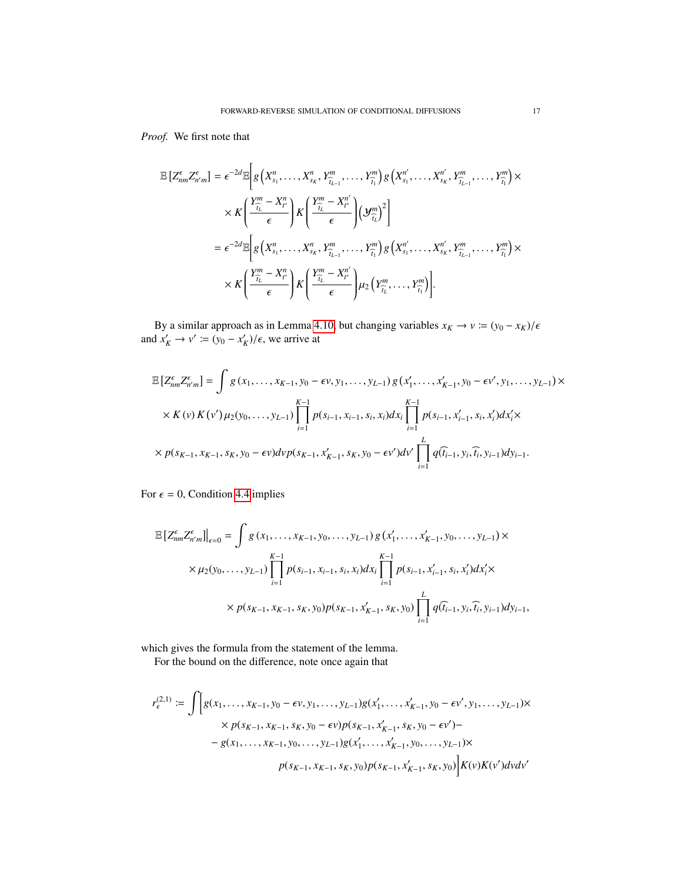*Proof.* We first note that

$$
\begin{aligned}
\mathbb{E}\left[Z^{\epsilon}_{nm} Z^{\epsilon}_{n'm}\right] &= \epsilon^{-2d}\mathbb{E}\Bigg[ g\left(X^{n}_{s_1}, \ldots, X^{n}_{s_K}, Y^{m}_{\widehat{t}_{L-1}}, \ldots, Y^{m}_{\widehat{t}_1}\right) g\left(X^{n'}_{s_1}, \ldots, X^{n'}_{s_K}, Y^{m}_{\widehat{t}_{L-1}}, \ldots, Y^{m}_{\widehat{t}_1}\right) \times \\
&\quad \times K\left(\frac{Y^{m}_{\widehat{t}_L} - X^{n}_{t^*}}{\epsilon}\right) K\left(\frac{Y^{m}_{\widehat{t}_L} - X^{n'}_{t^*}}{\epsilon}\right) \left(\mathcal{Y}^{m}_{\widehat{t}_L}\right)^2 \Bigg] \\
&= \epsilon^{-2d}\mathbb{E}\Bigg[ g\left(X^{n}_{s_1}, \ldots, X^{n}_{s_K}, Y^{m}_{\widehat{t}_{L-1}}, \ldots, Y^{m}_{\widehat{t}_1}\right) g\left(X^{n'}_{s_1}, \ldots, X^{n'}_{s_K}, Y^{m}_{\widehat{t}_{L-1}}, \ldots, Y^{m}_{\widehat{t}_1}\right) \times \\
&\quad \times K\left(\frac{Y^{m}_{\widehat{t}_L} - X^{n}_{t^*}}{\epsilon}\right) K\left(\frac{Y^{m}_{\widehat{t}_L} - X^{n'}_{t^*}}{\epsilon}\right) \mu_2\left(Y^{m}_{\widehat{t}_L}, \ldots, Y^{m}_{\widehat{t}_1}\right) \Bigg].
\end{aligned}
$$

By a similar approach as in Lemma 4.10, but changing variables $x_K \to v := (y_0 - x_K)/\epsilon$ and $x'_K \to v' := (y_0 - x'_K)/\epsilon$, we arrive at

$$
\begin{aligned}
\mathbb{E}\left[Z^{\epsilon}_{nm} Z^{\epsilon}_{n'm}\right] &= \int g\left(x_1, \ldots, x_{K-1}, y_0 - \epsilon v, y_1, \ldots, y_{L-1}\right) g\left(x'_1, \ldots, x'_{K-1}, y_0 - \epsilon v', y_1, \ldots, y_{L-1}\right) \times \\
&\quad \times K(v) K(v') \mu_2(y_0, \ldots, y_{L-1}) \prod_{i=1}^{K-1} p(s_{i-1}, x_{i-1}, s_i, x_i) dx_i \prod_{i=1}^{K-1} p(s_{i-1}, x'_{i-1}, s_i, x'_i) dx'_i \times \\
&\quad \times p(s_{K-1}, x_{K-1}, s_K, y_0 - \epsilon v) dv\, p(s_{K-1}, x'_{K-1}, s_K, y_0 - \epsilon v') dv' \prod_{i=1}^{L} q(\widehat{t}_{i-1}, y_i, \widehat{t}_i, y_{i-1}) dy_{i-1}.
\end{aligned}
$$

For $\epsilon = 0$, Condition 4.4 implies

$$
\begin{aligned}
\mathbb{E}\left[Z^{\epsilon}_{nm} Z^{\epsilon}_{n'm}\right]\Big|_{\epsilon=0} &= \int g\left(x_1, \ldots, x_{K-1}, y_0, \ldots, y_{L-1}\right) g\left(x'_1, \ldots, x'_{K-1}, y_0, \ldots, y_{L-1}\right) \times \\
&\quad \times \mu_2(y_0, \ldots, y_{L-1}) \prod_{i=1}^{K-1} p(s_{i-1}, x_{i-1}, s_i, x_i) dx_i \prod_{i=1}^{K-1} p(s_{i-1}, x'_{i-1}, s_i, x'_i) dx'_i \times \\
&\quad \times p(s_{K-1}, x_{K-1}, s_K, y_0) p(s_{K-1}, x'_{K-1}, s_K, y_0) \prod_{i=1}^{L} q(\widehat{t}_{i-1}, y_i, \widehat{t}_i, y_{i-1}) dy_{i-1},
\end{aligned}
$$

which gives the formula from the statement of the lemma.

For the bound on the difference, note once again that

$$
\begin{aligned}
r^{(2,1)}_{\epsilon} := \int \Big[ & g(x_1, \ldots, x_{K-1}, y_0 - \epsilon v, y_1, \ldots, y_{L-1}) g(x'_1, \ldots, x'_{K-1}, y_0 - \epsilon v', y_1, \ldots, y_{L-1}) \times \\
& \times p(s_{K-1}, x_{K-1}, s_K, y_0 - \epsilon v) p(s_{K-1}, x'_{K-1}, s_K, y_0 - \epsilon v') - \\
& - g(x_1, \ldots, x_{K-1}, y_0, \ldots, y_{L-1}) g(x'_1, \ldots, x'_{K-1}, y_0, \ldots, y_{L-1}) \times \\
& p(s_{K-1}, x_{K-1}, s_K, y_0) p(s_{K-1}, x'_{K-1}, s_K, y_0) \Big] K(v) K(v') dv dv'
\end{aligned}
$$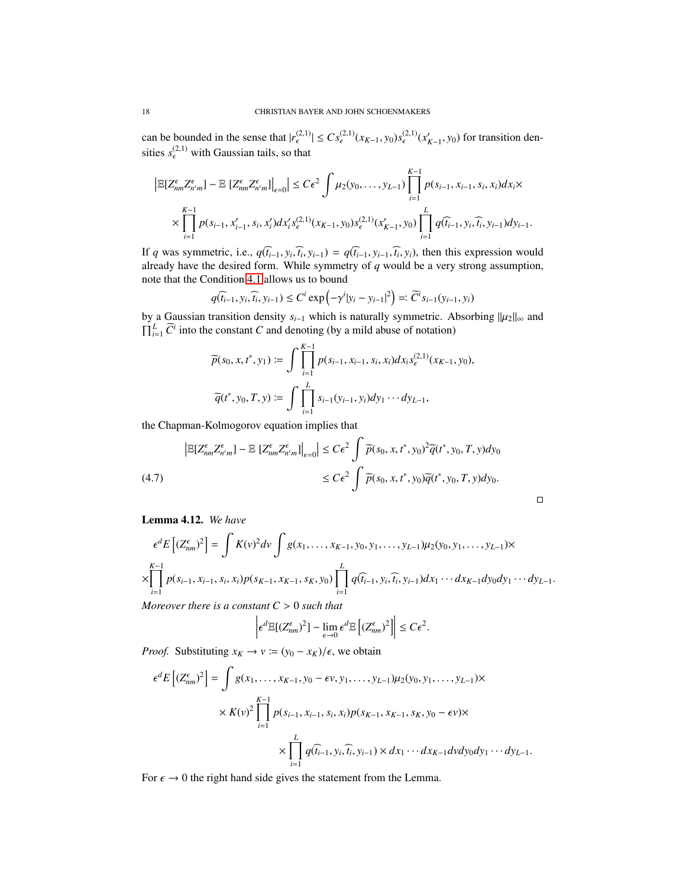can be bounded in the sense that $|r_\epsilon^{(2,1)}| \le C s_\epsilon^{(2,1)}(x_{K-1}, y_0) s_\epsilon^{(2,1)}(x'_{K-1}, y_0)$ for transition densities $s_\epsilon^{(2,1)}$ with Gaussian tails, so that

$$\left|\mathbb{E}[Z^\epsilon_{nm} Z^\epsilon_{n'm}] - \mathbb{E}\left[Z^\epsilon_{nm} Z^\epsilon_{n'm}\right]\Big|_{\epsilon=0}\right| \le C\epsilon^2 \int \mu_2(y_0, \ldots, y_{L-1}) \prod_{i=1}^{K-1} p(s_{i-1}, x_{i-1}, s_i, x_i) dx_i \times$$
$$\times \prod_{i=1}^{K-1} p(s_{i-1}, x'_{i-1}, s_i, x'_i) dx'_i s_\epsilon^{(2,1)}(x_{K-1}, y_0) s_\epsilon^{(2,1)}(x'_{K-1}, y_0) \prod_{i=1}^{L} q(\widehat{t_{i-1}}, y_i, \widehat{t_i}, y_{i-1}) dy_{i-1}.$$

If $q$ was symmetric, i.e., $q(\widehat{t_{i-1}}, y_i, \widehat{t_i}, y_{i-1}) = q(\widehat{t_{i-1}}, y_{i-1}, \widehat{t_i}, y_i)$, then this expression would already have the desired form. While symmetry of $q$ would be a very strong assumption, note that the Condition 4.1 allows us to bound

$$q(\widehat{t_{i-1}}, y_i, \widehat{t_i}, y_{i-1}) \le C^i \exp\left(-\gamma^i |y_i - y_{i-1}|^2\right) =: \widetilde{C}^i s_{i-1}(y_{i-1}, y_i)$$

by a Gaussian transition density $s_{i-1}$ which is naturally symmetric. Absorbing $\|\mu_2\|_\infty$ and $\prod_{i=1}^L \widetilde{C}^i$ into the constant $C$ and denoting (by a mild abuse of notation)

$$\widetilde{p}(s_0, x, t^*, y_1) := \int \prod_{i=1}^{K-1} p(s_{i-1}, x_{i-1}, s_i, x_i) dx_i s_\epsilon^{(2,1)}(x_{K-1}, y_0),$$

$$\widetilde{q}(t^*, y_0, T, y) := \int \prod_{i=1}^{L} s_{i-1}(y_{i-1}, y_i) dy_1 \cdots dy_{L-1},$$

the Chapman-Kolmogorov equation implies that

$$\begin{aligned}
\left|\mathbb{E}[Z^\epsilon_{nm} Z^\epsilon_{n'm}] - \mathbb{E}\left[Z^\epsilon_{nm} Z^\epsilon_{n'm}\right]\Big|_{\epsilon=0}\right| &\le C\epsilon^2 \int \widetilde{p}(s_0, x, t^*, y_0)^2 \widetilde{q}(t^*, y_0, T, y) dy_0 \\
&\le C\epsilon^2 \int \widetilde{p}(s_0, x, t^*, y_0) \widetilde{q}(t^*, y_0, T, y) dy_0. \qquad (4.7)
\end{aligned}$$

□

**Lemma 4.12.** *We have*

$$\epsilon^d E\left[(Z^\epsilon_{nm})^2\right] = \int K(v)^2 dv \int g(x_1, \ldots, x_{K-1}, y_0, y_1, \ldots, y_{L-1}) \mu_2(y_0, y_1, \ldots, y_{L-1}) \times$$
$$\times \prod_{i=1}^{K-1} p(s_{i-1}, x_{i-1}, s_i, x_i) p(s_{K-1}, x_{K-1}, s_K, y_0) \prod_{i=1}^{L} q(\widehat{t_{i-1}}, y_i, \widehat{t_i}, y_{i-1}) dx_1 \cdots dx_{K-1} dy_0 dy_1 \cdots dy_{L-1}.$$

*Moreover there is a constant $C > 0$ such that*

$$\left|\epsilon^d \mathbb{E}[(Z^\epsilon_{nm})^2] - \lim_{\epsilon \to 0} \epsilon^d \mathbb{E}\left[(Z^\epsilon_{nm})^2\right]\right| \le C\epsilon^2.$$

*Proof.* Substituting $x_K \to v := (y_0 - x_K)/\epsilon$, we obtain

$$\epsilon^d E\left[(Z^\epsilon_{nm})^2\right] = \int g(x_1, \ldots, x_{K-1}, y_0 - \epsilon v, y_1, \ldots, y_{L-1}) \mu_2(y_0, y_1, \ldots, y_{L-1}) \times$$
$$\times K(v)^2 \prod_{i=1}^{K-1} p(s_{i-1}, x_{i-1}, s_i, x_i) p(s_{K-1}, x_{K-1}, s_K, y_0 - \epsilon v) \times$$
$$\times \prod_{i=1}^{L} q(\widehat{t_{i-1}}, y_i, \widehat{t_i}, y_{i-1}) \times dx_1 \cdots dx_{K-1} dv dy_0 dy_1 \cdots dy_{L-1}.$$

For $\epsilon \to 0$ the right hand side gives the statement from the Lemma.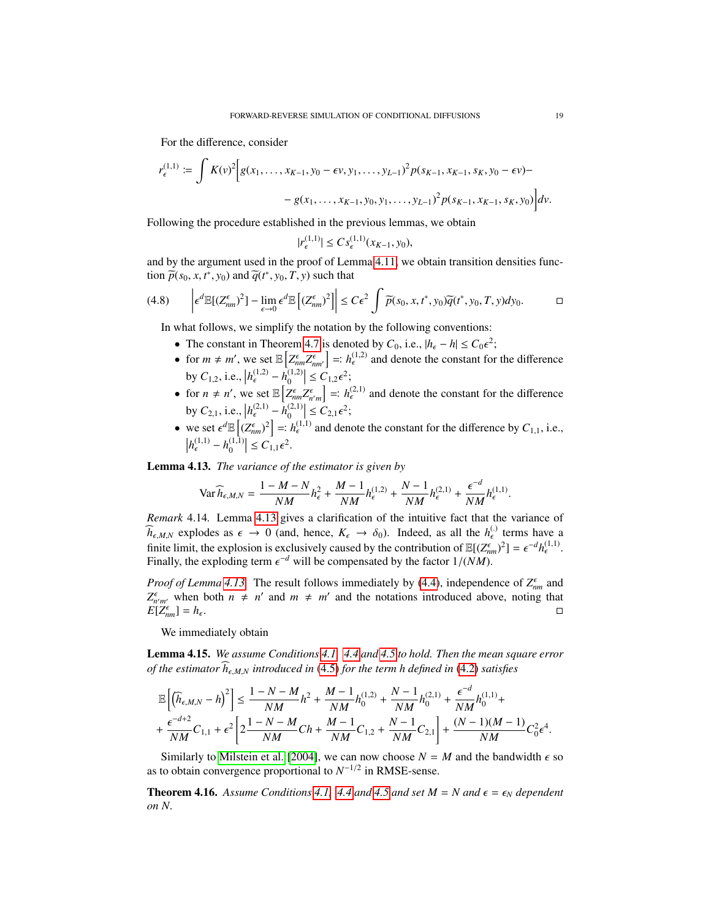For the difference, consider

$$r_\epsilon^{(1,1)} := \int K(v)^2 \Big[ g(x_1, \ldots, x_{K-1}, y_0 - \epsilon v, y_1, \ldots, y_{L-1})^2 p(s_{K-1}, x_{K-1}, s_K, y_0 - \epsilon v) -$$
$$- g(x_1, \ldots, x_{K-1}, y_0, y_1, \ldots, y_{L-1})^2 p(s_{K-1}, x_{K-1}, s_K, y_0) \Big] dv.$$

Following the procedure established in the previous lemmas, we obtain

$$|r_\epsilon^{(1,1)}| \le C s_\epsilon^{(1,1)}(x_{K-1}, y_0),$$

and by the argument used in the proof of Lemma 4.11, we obtain transition densities function $\widetilde{p}(s_0, x, t^*, y_0)$ and $\widetilde{q}(t^*, y_0, T, y)$ such that

$$\left| \epsilon^d \mathbb{E}[(Z_{nm}^\epsilon)^2] - \lim_{\epsilon \to 0} \epsilon^d \mathbb{E}\left[(Z_{nm}^\epsilon)^2\right] \right| \le C\epsilon^2 \int \widetilde{p}(s_0, x, t^*, y_0) \widetilde{q}(t^*, y_0, T, y) dy_0. \tag{4.8}$$

$\square$

In what follows, we simplify the notation by the following conventions:

- The constant in Theorem 4.7 is denoted by $C_0$, i.e., $|h_\epsilon - h| \le C_0 \epsilon^2$;
- for $m \ne m'$, we set $\mathbb{E}\left[Z_{nm}^\epsilon Z_{nm'}^\epsilon\right] =: h_\epsilon^{(1,2)}$ and denote the constant for the difference by $C_{1,2}$, i.e., $\left|h_\epsilon^{(1,2)} - h_0^{(1,2)}\right| \le C_{1,2}\epsilon^2$;
- for $n \ne n'$, we set $\mathbb{E}\left[Z_{nm}^\epsilon Z_{n'm}^\epsilon\right] =: h_\epsilon^{(2,1)}$ and denote the constant for the difference by $C_{2,1}$, i.e., $\left|h_\epsilon^{(2,1)} - h_0^{(2,1)}\right| \le C_{2,1}\epsilon^2$;
- we set $\epsilon^d \mathbb{E}\left[(Z_{nm}^\epsilon)^2\right] =: h_\epsilon^{(1,1)}$ and denote the constant for the difference by $C_{1,1}$, i.e., $\left|h_\epsilon^{(1,1)} - h_0^{(1,1)}\right| \le C_{1,1}\epsilon^2$.

**Lemma 4.13.** *The variance of the estimator is given by*

$$\operatorname{Var} \widehat{h}_{\epsilon,M,N} = \frac{1 - M - N}{NM} h_\epsilon^2 + \frac{M-1}{NM} h_\epsilon^{(1,2)} + \frac{N-1}{NM} h_\epsilon^{(2,1)} + \frac{\epsilon^{-d}}{NM} h_\epsilon^{(1,1)}.$$

*Remark* 4.14. Lemma 4.13 gives a clarification of the intuitive fact that the variance of $\widehat{h}_{\epsilon,M,N}$ explodes as $\epsilon \to 0$ (and, hence, $K_\epsilon \to \delta_0$). Indeed, as all the $h_\epsilon^{(\cdot)}$ terms have a finite limit, the explosion is exclusively caused by the contribution of $\mathbb{E}[(Z_{nm}^\epsilon)^2] = \epsilon^{-d} h_\epsilon^{(1,1)}$. Finally, the exploding term $\epsilon^{-d}$ will be compensated by the factor $1/(NM)$.

*Proof of Lemma 4.13.* The result follows immediately by (4.4), independence of $Z_{nm}^\epsilon$ and $Z_{n'm'}^\epsilon$ when both $n \ne n'$ and $m \ne m'$ and the notations introduced above, noting that $E[Z_{nm}^\epsilon] = h_\epsilon$. $\square$

We immediately obtain

**Lemma 4.15.** *We assume Conditions 4.1, 4.4 and 4.5 to hold. Then the mean square error of the estimator $\widehat{h}_{\epsilon,M,N}$ introduced in (4.5) for the term $h$ defined in (4.2) satisfies*

$$\mathbb{E}\left[\left(\widehat{h}_{\epsilon,M,N} - h\right)^2\right] \le \frac{1 - N - M}{NM} h^2 + \frac{M-1}{NM} h_0^{(1,2)} + \frac{N-1}{NM} h_0^{(2,1)} + \frac{\epsilon^{-d}}{NM} h_0^{(1,1)} +$$
$$+ \frac{\epsilon^{-d+2}}{NM} C_{1,1} + \epsilon^2 \left[ 2\frac{1 - N - M}{NM} Ch + \frac{M-1}{NM} C_{1,2} + \frac{N-1}{NM} C_{2,1} \right] + \frac{(N-1)(M-1)}{NM} C_0^2 \epsilon^4.$$

Similarly to Milstein et al. [2004], we can now choose $N = M$ and the bandwidth $\epsilon$ so as to obtain convergence proportional to $N^{-1/2}$ in RMSE-sense.

**Theorem 4.16.** *Assume Conditions 4.1, 4.4 and 4.5 and set $M = N$ and $\epsilon = \epsilon_N$ dependent on $N$.*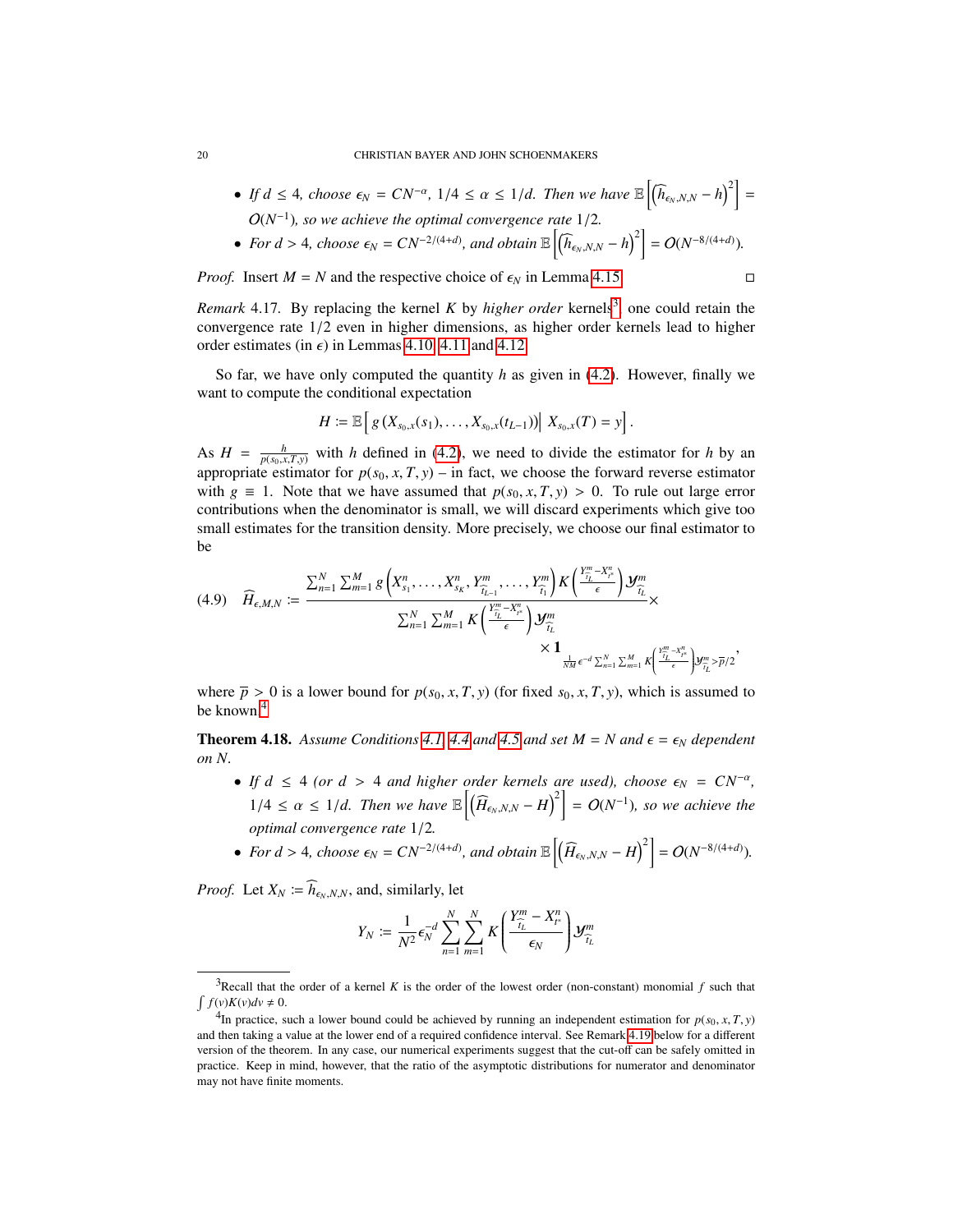- *If $d \le 4$, choose $\epsilon_N = CN^{-\alpha}$, $1/4 \le \alpha \le 1/d$. Then we have $\mathbb{E}\left[\left(\widehat{h}_{\epsilon_N,N,N} - h\right)^2\right] = O(N^{-1})$, so we achieve the optimal convergence rate $1/2$.*
- *For $d > 4$, choose $\epsilon_N = CN^{-2/(4+d)}$, and obtain $\mathbb{E}\left[\left(\widehat{h}_{\epsilon_N,N,N} - h\right)^2\right] = O(N^{-8/(4+d)})$.*

*Proof.* Insert $M = N$ and the respective choice of $\epsilon_N$ in Lemma 4.15. □

*Remark* 4.17. By replacing the kernel $K$ by *higher order* kernels[3], one could retain the convergence rate 1/2 even in higher dimensions, as higher order kernels lead to higher order estimates (in $\epsilon$) in Lemmas 4.10, 4.11 and 4.12.

So far, we have only computed the quantity $h$ as given in (4.2). However, finally we want to compute the conditional expectation

$$H := \mathbb{E}\left[\, g\left(X_{s_0,x}(s_1), \ldots, X_{s_0,x}(t_{L-1})\right) \middle|\, X_{s_0,x}(T) = y\right].$$

As $H = \frac{h}{p(s_0,x,T,y)}$ with $h$ defined in (4.2), we need to divide the estimator for $h$ by an appropriate estimator for $p(s_0, x, T, y)$ – in fact, we choose the forward reverse estimator with $g \equiv 1$. Note that we have assumed that $p(s_0, x, T, y) > 0$. To rule out large error contributions when the denominator is small, we will discard experiments which give too small estimates for the transition density. More precisely, we choose our final estimator to be

$$\widehat{H}_{\epsilon,M,N} := \frac{\sum_{n=1}^N \sum_{m=1}^M g\left(X^n_{s_1}, \ldots, X^n_{s_K}, Y^m_{\widehat{t}_{L-1}}, \ldots, Y^m_{\widehat{t}_1}\right) K\left(\frac{Y^m_{\widehat{t}_L} - X^n_{t^*}}{\epsilon}\right) \mathcal{Y}^m_{\widehat{t}_L}}{\sum_{n=1}^N \sum_{m=1}^M K\left(\frac{Y^m_{\widehat{t}_L} - X^n_{t^*}}{\epsilon}\right) \mathcal{Y}^m_{\widehat{t}_L}} \times \mathbf{1}_{\frac{1}{NM}\epsilon^{-d}\sum_{n=1}^N \sum_{m=1}^M K\left(\frac{Y^m_{\widehat{t}_L} - X^n_{t^*}}{\epsilon}\right)\mathcal{Y}^m_{\widehat{t}_L} > \overline{p}/2}, \tag{4.9}$$

where $\overline{p} > 0$ is a lower bound for $p(s_0, x, T, y)$ (for fixed $s_0, x, T, y$), which is assumed to be known.[4]

**Theorem 4.18.** *Assume Conditions 4.1, 4.4 and 4.5 and set $M = N$ and $\epsilon = \epsilon_N$ dependent on $N$.*

- *If $d \le 4$ (or $d > 4$ and higher order kernels are used), choose $\epsilon_N = CN^{-\alpha}$, $1/4 \le \alpha \le 1/d$. Then we have $\mathbb{E}\left[\left(\widehat{H}_{\epsilon_N,N,N} - H\right)^2\right] = O(N^{-1})$, so we achieve the optimal convergence rate $1/2$.*
- *For $d > 4$, choose $\epsilon_N = CN^{-2/(4+d)}$, and obtain $\mathbb{E}\left[\left(\widehat{H}_{\epsilon_N,N,N} - H\right)^2\right] = O(N^{-8/(4+d)})$.*

*Proof.* Let $X_N := \widehat{h}_{\epsilon_N,N,N}$, and, similarly, let

$$Y_N := \frac{1}{N^2}\epsilon_N^{-d} \sum_{n=1}^N \sum_{m=1}^N K\left(\frac{Y^m_{\widehat{t}_L} - X^n_{t^*}}{\epsilon_N}\right) \mathcal{Y}^m_{\widehat{t}_L}$$

---

[3] Recall that the order of a kernel $K$ is the order of the lowest order (non-constant) monomial $f$ such that $\int f(v)K(v)dv \neq 0$.

[4] In practice, such a lower bound could be achieved by running an independent estimation for $p(s_0, x, T, y)$ and then taking a value at the lower end of a required confidence interval. See Remark 4.19 below for a different version of the theorem. In any case, our numerical experiments suggest that the cut-off can be safely omitted in practice. Keep in mind, however, that the ratio of the asymptotic distributions for numerator and denominator may not have finite moments.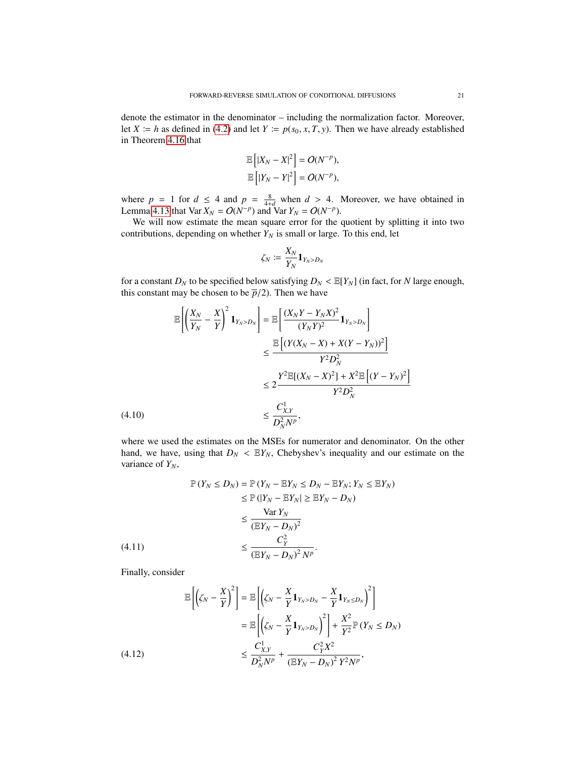denote the estimator in the denominator – including the normalization factor. Moreover, let $X := h$ as defined in (4.2) and let $Y := p(s_0, x, T, y)$. Then we have already established in Theorem 4.16 that

$$
\mathbb{E}\left[|X_N - X|^2\right] = O(N^{-p}),
$$
$$
\mathbb{E}\left[|Y_N - Y|^2\right] = O(N^{-p}),
$$

where $p = 1$ for $d \leq 4$ and $p = \frac{8}{4+d}$ when $d > 4$. Moreover, we have obtained in Lemma 4.13 that $\operatorname{Var} X_N = O(N^{-p})$ and $\operatorname{Var} Y_N = O(N^{-p})$.

We will now estimate the mean square error for the quotient by splitting it into two contributions, depending on whether $Y_N$ is small or large. To this end, let

$$
\zeta_N := \frac{X_N}{Y_N} \mathbf{1}_{Y_N > D_N}
$$

for a constant $D_N$ to be specified below satisfying $D_N < \mathbb{E}[Y_N]$ (in fact, for $N$ large enough, this constant may be chosen to be $\overline{p}/2$). Then we have

$$
\begin{aligned}
\mathbb{E}\left[\left(\frac{X_N}{Y_N} - \frac{X}{Y}\right)^2 \mathbf{1}_{Y_N > D_N}\right] &= \mathbb{E}\left[\frac{(X_N Y - Y_N X)^2}{(Y_N Y)^2} \mathbf{1}_{Y_N > D_N}\right] \\
&\leq \frac{\mathbb{E}\left[(Y(X_N - X) + X(Y - Y_N))^2\right]}{Y^2 D_N^2} \\
&\leq 2\frac{Y^2 \mathbb{E}[(X_N - X)^2] + X^2 \mathbb{E}\left[(Y - Y_N)^2\right]}{Y^2 D_N^2} \\
&\leq \frac{C^1_{X,Y}}{D_N^2 N^p}, \qquad (4.10)
\end{aligned}
$$

where we used the estimates on the MSEs for numerator and denominator. On the other hand, we have, using that $D_N < \mathbb{E} Y_N$, Chebyshev's inequality and our estimate on the variance of $Y_N$,

$$
\begin{aligned}
\mathbb{P}\left(Y_N \leq D_N\right) &= \mathbb{P}\left(Y_N - \mathbb{E}Y_N \leq D_N - \mathbb{E}Y_N; Y_N \leq \mathbb{E}Y_N\right) \\
&\leq \mathbb{P}\left(|Y_N - \mathbb{E}Y_N| \geq \mathbb{E}Y_N - D_N\right) \\
&\leq \frac{\operatorname{Var} Y_N}{\left(\mathbb{E}Y_N - D_N\right)^2} \\
&\leq \frac{C^2_Y}{\left(\mathbb{E}Y_N - D_N\right)^2 N^p}. \qquad (4.11)
\end{aligned}
$$

Finally, consider

$$
\begin{aligned}
\mathbb{E}\left[\left(\zeta_N - \frac{X}{Y}\right)^2\right] &= \mathbb{E}\left[\left(\zeta_N - \frac{X}{Y}\mathbf{1}_{Y_N > D_N} - \frac{X}{Y}\mathbf{1}_{Y_N \leq D_N}\right)^2\right] \\
&= \mathbb{E}\left[\left(\zeta_N - \frac{X}{Y}\mathbf{1}_{Y_N > D_N}\right)^2\right] + \frac{X^2}{Y^2}\mathbb{P}\left(Y_N \leq D_N\right) \\
&\leq \frac{C^1_{X,Y}}{D_N^2 N^p} + \frac{C^2_Y X^2}{\left(\mathbb{E}Y_N - D_N\right)^2 Y^2 N^p}, \qquad (4.12)
\end{aligned}
$$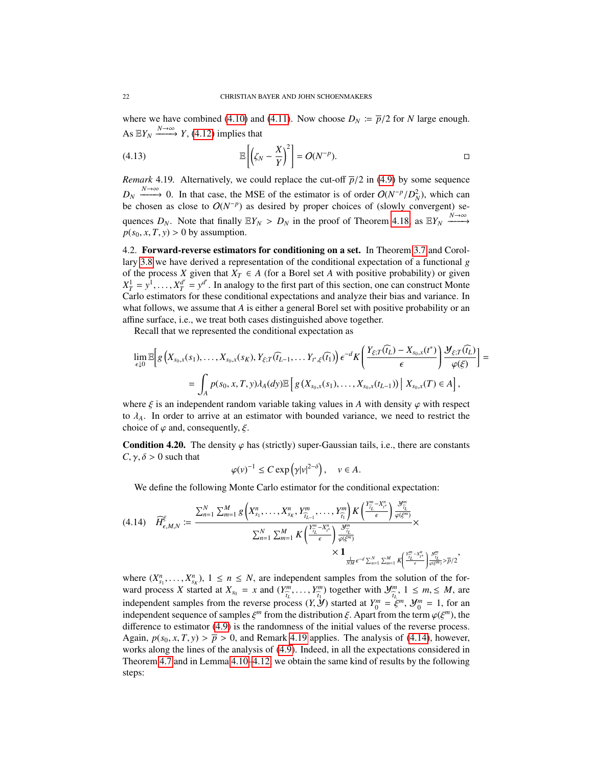where we have combined (4.10) and (4.11). Now choose $D_N := \overline{p}/2$ for $N$ large enough. As $\mathbb{E}Y_N \xrightarrow{N\to\infty} Y$, (4.12) implies that

$$\mathbb{E}\left[\left(\zeta_N - \frac{X}{Y}\right)^2\right] = O(N^{-p}). \tag{4.13}$$

□

*Remark* 4.19. Alternatively, we could replace the cut-off $\overline{p}/2$ in (4.9) by some sequence $D_N \xrightarrow{N\to\infty} 0$. In that case, the MSE of the estimator is of order $O(N^{-p}/D_N^2)$, which can be chosen as close to $O(N^{-p})$ as desired by proper choices of (slowly convergent) sequences $D_N$. Note that finally $\mathbb{E}Y_N > D_N$ in the proof of Theorem 4.18, as $\mathbb{E}Y_N \xrightarrow{N\to\infty} p(s_0, x, T, y) > 0$ by assumption.

4.2. **Forward-reverse estimators for conditioning on a set.** In Theorem 3.7 and Corollary 3.8 we have derived a representation of the conditional expectation of a functional $g$ of the process $X$ given that $X_T \in A$ (for a Borel set $A$ with positive probability) or given $X_T^1 = y^1, \dots, X_T^{d'} = y^{d'}$. In analogy to the first part of this section, one can construct Monte Carlo estimators for these conditional expectations and analyze their bias and variance. In what follows, we assume that $A$ is either a general Borel set with positive probability or an affine surface, i.e., we treat both cases distinguished above together.

Recall that we represented the conditional expectation as

$$\lim_{\epsilon\downarrow 0} \mathbb{E}\Big[ g\left(X_{s_0,x}(s_1), \dots, X_{s_0,x}(s_K), Y_{\xi;T}(\widehat{t}_{L-1}, \dots Y_{t^*,\xi}(\widehat{t}_1)\right) \epsilon^{-d} K\left( \frac{Y_{\xi;T}(\widehat{t}_L) - X_{s_0,x}(t^*)}{\epsilon}\right) \frac{\mathcal{Y}_{\xi;T}(\widehat{t}_L)}{\varphi(\xi)} \Big] =$$
$$= \int_A p(s_0, x, T, y)\lambda_A(dy) \mathbb{E}\left[ g\left(X_{s_0,x}(s_1), \dots, X_{s_0,x}(t_{L-1})\right) \,\middle|\, X_{s_0,x}(T) \in A \right],$$

where $\xi$ is an independent random variable taking values in $A$ with density $\varphi$ with respect to $\lambda_A$. In order to arrive at an estimator with bounded variance, we need to restrict the choice of $\varphi$ and, consequently, $\xi$.

**Condition 4.20.** The density $\varphi$ has (strictly) super-Gaussian tails, i.e., there are constants $C, \gamma, \delta > 0$ such that

$$\varphi(v)^{-1} \le C \exp\left(\gamma |v|^{2-\delta}\right), \quad v \in A.$$

We define the following Monte Carlo estimator for the conditional expectation:

$$\widehat{H}^{\xi}_{\epsilon,M,N} := \frac{\sum_{n=1}^N \sum_{m=1}^M g\left(X^n_{s_1}, \dots, X^n_{s_K}, Y^m_{\widehat{t}_{L-1}}, \dots, Y^m_{\widehat{t}_1}\right) K\left(\frac{Y^m_{\widehat{t}_L} - X^n_{t^*}}{\epsilon}\right) \frac{\mathcal{Y}^m_{\widehat{t}_L}}{\varphi(\xi^m)}}{\sum_{n=1}^N \sum_{m=1}^M K\left(\frac{Y^m_{\widehat{t}_L} - X^n_{t^*}}{\epsilon}\right) \frac{\mathcal{Y}^m_{\widehat{t}_L}}{\varphi(\xi^m)}} \times \mathbf{1}_{\frac{1}{NM}\epsilon^{-d}\sum_{n=1}^N \sum_{m=1}^M K\left(\frac{Y^m_{\widehat{t}_L} - X^n_{t^*}}{\epsilon}\right)\frac{\mathcal{Y}^m_{\widehat{t}_L}}{\varphi(\xi^m)} > \overline{p}/2}, \tag{4.14}$$

where $(X^n_{s_1}, \dots, X^n_{s_K})$, $1 \le n \le N$, are independent samples from the solution of the forward process $X$ started at $X_{s_0} = x$ and $(Y^m_{\widehat{t}_L}, \dots, Y^m_{\widehat{t}_1})$ together with $\mathcal{Y}^m_{\widehat{t}_L}$, $1 \le m, \le M$, are independent samples from the reverse process $(Y, \mathcal{Y})$ started at $Y^m_0 = \xi^m$, $\mathcal{Y}^m_0 = 1$, for an independent sequence of samples $\xi^m$ from the distribution $\xi$. Apart from the term $\varphi(\xi^m)$, the difference to estimator (4.9) is the randomness of the initial values of the reverse process. Again, $p(s_0, x, T, y) > \overline{p} > 0$, and Remark 4.19 applies. The analysis of (4.14), however, works along the lines of the analysis of (4.9). Indeed, in all the expectations considered in Theorem 4.7 and in Lemma 4.10–4.12, we obtain the same kind of results by the following steps: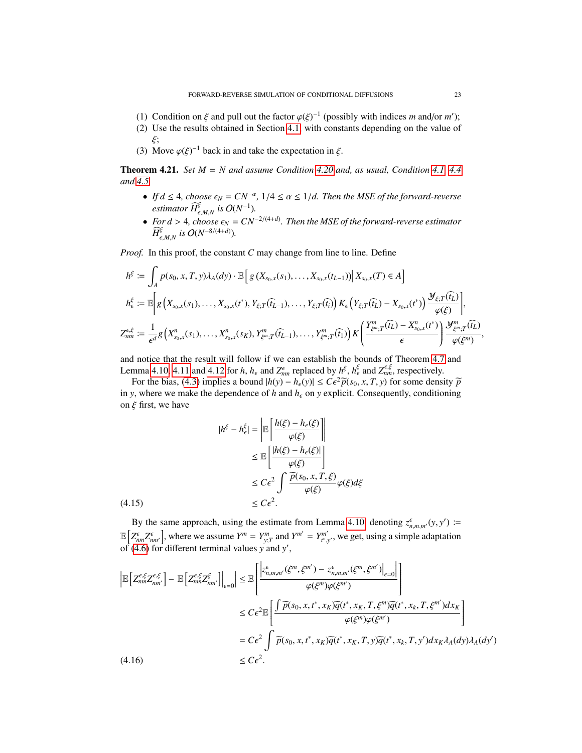(1) Condition on $\xi$ and pull out the factor $\varphi(\xi)^{-1}$ (possibly with indices $m$ and/or $m'$);
(2) Use the results obtained in Section 4.1 with constants depending on the value of $\xi$;
(3) Move $\varphi(\xi)^{-1}$ back in and take the expectation in $\xi$.

**Theorem 4.21.** *Set $M = N$ and assume Condition 4.20 and, as usual, Condition 4.1, 4.4 and 4.5.*

- *If $d \le 4$, choose $\epsilon_N = CN^{-\alpha}$, $1/4 \le \alpha \le 1/d$. Then the MSE of the forward-reverse estimator $\widehat{H}^{\xi}_{\epsilon,M,N}$ is $O(N^{-1})$.*
- *For $d > 4$, choose $\epsilon_N = CN^{-2/(4+d)}$. Then the MSE of the forward-reverse estimator $\widehat{H}^{\xi}_{\epsilon,M,N}$ is $O(N^{-8/(4+d)})$.*

*Proof.* In this proof, the constant $C$ may change from line to line. Define

$$
\begin{aligned}
h^{\xi} &:= \int_A p(s_0, x, T, y)\lambda_A(dy) \cdot \mathbb{E}\Big[\, g\left(X_{s_0,x}(s_1), \ldots, X_{s_0,x}(t_{L-1})\right) \Big|\, X_{s_0,x}(T) \in A\Big] \\
h^{\xi}_{\epsilon} &:= \mathbb{E}\Bigg[ g\left(X_{s_0,x}(s_1), \ldots, X_{s_0,x}(t^*), Y_{\xi;T}(\widehat{t}_{L-1}), \ldots, Y_{\xi;T}(\widehat{t}_i)\right) K_{\epsilon}\left(Y_{\xi;T}(\widehat{t}_L) - X_{s_0,x}(t^*)\right) \frac{\mathcal{Y}_{\xi;T}(\widehat{t}_L)}{\varphi(\xi)}\Bigg], \\
Z^{\epsilon,\xi}_{nm} &:= \frac{1}{\epsilon^d} g\left(X^n_{s_0,x}(s_1), \ldots, X^n_{s_0,x}(s_K), Y^m_{\xi^m;T}(\widehat{t}_{L-1}), \ldots, Y^m_{\xi^m;T}(\widehat{t}_1)\right) K\left(\frac{Y^m_{\xi^m;T}(\widehat{t}_L) - X^n_{s_0,x}(t^*)}{\epsilon}\right) \frac{\mathcal{Y}^m_{\xi^m;T}(\widehat{t}_L)}{\varphi(\xi^m)},
\end{aligned}
$$

and notice that the result will follow if we can establish the bounds of Theorem 4.7 and Lemma 4.10, 4.11 and 4.12 for $h$, $h_\epsilon$ and $Z^{\epsilon}_{nm}$ replaced by $h^{\xi}$, $h^{\xi}_{\epsilon}$ and $Z^{\epsilon,\xi}_{nm}$, respectively.

For the bias, (4.3) implies a bound $|h(y) - h_{\epsilon}(y)| \le C\epsilon^2 \widetilde{p}(s_0, x, T, y)$ for some density $\widetilde{p}$ in $y$, where we make the dependence of $h$ and $h_\epsilon$ on $y$ explicit. Consequently, conditioning on $\xi$ first, we have

$$
\begin{aligned}
|h^{\xi} - h^{\xi}_{\epsilon}| &= \left| \mathbb{E}\left[ \frac{h(\xi) - h_{\epsilon}(\xi)}{\varphi(\xi)} \right] \right| \\
&\le \mathbb{E}\left[ \frac{|h(\xi) - h_{\epsilon}(\xi)|}{\varphi(\xi)} \right] \\
&\le C\epsilon^2 \int \frac{\widetilde{p}(s_0, x, T, \xi)}{\varphi(\xi)} \varphi(\xi) d\xi \\
&\le C\epsilon^2. 
\end{aligned} \tag{4.15}
$$

By the same approach, using the estimate from Lemma 4.10, denoting $z^{\epsilon}_{n,m,m'}(y, y') := \mathbb{E}\left[Z^{\epsilon}_{nm} Z^{\epsilon}_{nm'}\right]$, where we assume $Y^m = Y^m_{y;T}$ and $Y^{m'} = Y^{m'}_{t^*,y'}$, we get, using a simple adaptation of (4.6) for different terminal values $y$ and $y'$,

$$
\begin{aligned}
\left| \mathbb{E}\left[Z^{\epsilon,\xi}_{nm} Z^{\epsilon,\xi}_{nm'}\right] - \mathbb{E}\left[Z^{\epsilon,\xi}_{nm} Z^{\xi}_{nm'}\right]\Big|_{\epsilon=0} \right| &\le \mathbb{E}\left[ \frac{\left| z^{\epsilon}_{n,m,m'}(\xi^m, \xi^{m'}) - z^{\epsilon}_{n,m,m'}(\xi^m, \xi^{m'})\big|_{\epsilon=0} \right|}{\varphi(\xi^m)\varphi(\xi^{m'})} \right] \\
&\le C\epsilon^2 \mathbb{E}\left[ \frac{\int \widetilde{p}(s_0, x, t^*, x_K)\widetilde{q}(t^*, x_K, T, \xi^m)\widetilde{q}(t^*, x_k, T, \xi^{m'}) dx_K}{\varphi(\xi^m)\varphi(\xi^{m'})} \right] \\
&= C\epsilon^2 \int \widetilde{p}(s_0, x, t^*, x_K)\widetilde{q}(t^*, x_K, T, y)\widetilde{q}(t^*, x_k, T, y') dx_K \lambda_A(dy)\lambda_A(dy') \\
&\le C\epsilon^2.
\end{aligned} \tag{4.16}
$$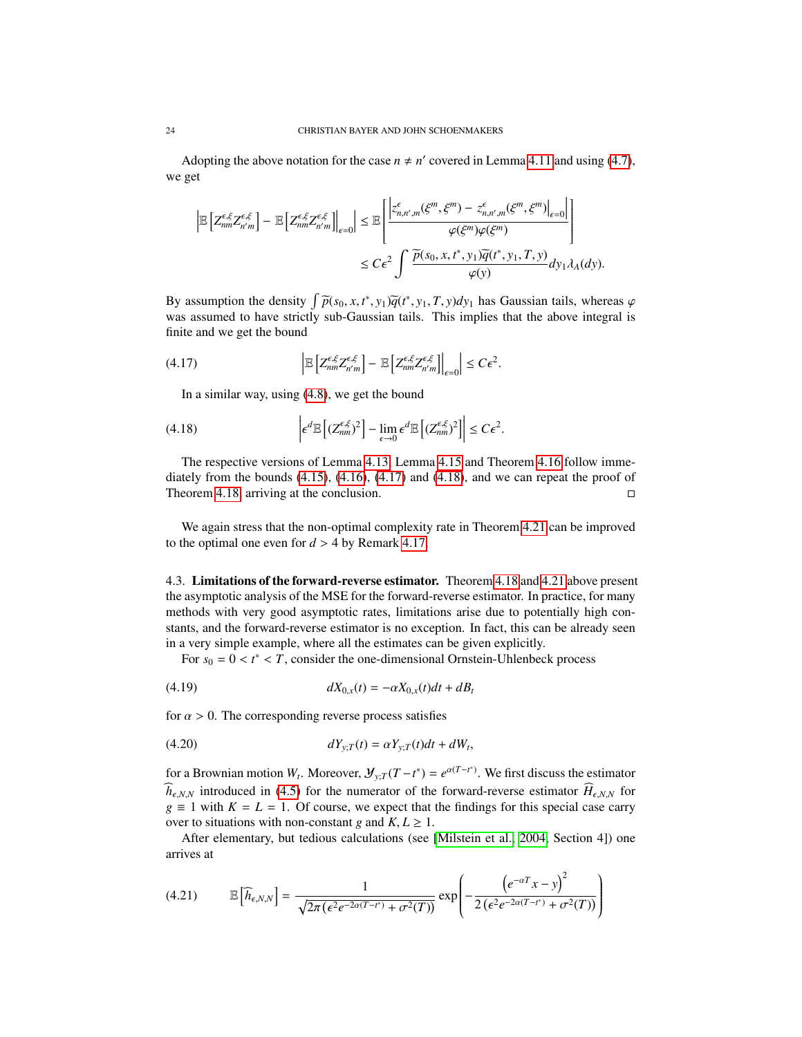Adopting the above notation for the case $n \neq n'$ covered in Lemma 4.11 and using (4.7), we get

$$
\left| \mathbb{E}\left[ Z^{\epsilon,\xi}_{nm} Z^{\epsilon,\xi}_{n'm} \right] - \mathbb{E}\left[ Z^{\epsilon,\xi}_{nm} Z^{\epsilon,\xi}_{n'm} \right]\Big|_{\epsilon=0} \right| \leq \mathbb{E}\left[ \frac{\left| z^{\epsilon}_{n,n',m}(\xi^m,\xi^m) - z^{\epsilon}_{n,n',m}(\xi^m,\xi^m)\big|_{\epsilon=0} \right|}{\varphi(\xi^m)\varphi(\xi^m)} \right]
$$

$$
\leq C\epsilon^2 \int \frac{\widetilde{p}(s_0,x,t^*,y_1)\widetilde{q}(t^*,y_1,T,y)}{\varphi(y)} dy_1 \lambda_A(dy).
$$

By assumption the density $\int \widetilde{p}(s_0,x,t^*,y_1)\widetilde{q}(t^*,y_1,T,y)dy_1$ has Gaussian tails, whereas $\varphi$ was assumed to have strictly sub-Gaussian tails. This implies that the above integral is finite and we get the bound

$$
\left| \mathbb{E}\left[ Z^{\epsilon,\xi}_{nm} Z^{\epsilon,\xi}_{n'm} \right] - \mathbb{E}\left[ Z^{\epsilon,\xi}_{nm} Z^{\epsilon,\xi}_{n'm} \right]\Big|_{\epsilon=0} \right| \leq C\epsilon^2. \tag{4.17}
$$

In a similar way, using (4.8), we get the bound

$$
\left| \epsilon^d \mathbb{E}\left[ (Z^{\epsilon,\xi}_{nm})^2 \right] - \lim_{\epsilon\to 0} \epsilon^d \mathbb{E}\left[ (Z^{\epsilon,\xi}_{nm})^2 \right] \right| \leq C\epsilon^2. \tag{4.18}
$$

The respective versions of Lemma 4.13, Lemma 4.15 and Theorem 4.16 follow immediately from the bounds (4.15), (4.16), (4.17) and (4.18), and we can repeat the proof of Theorem 4.18, arriving at the conclusion. □

We again stress that the non-optimal complexity rate in Theorem 4.21 can be improved to the optimal one even for $d > 4$ by Remark 4.17.

### 4.3. Limitations of the forward-reverse estimator.

Theorem 4.18 and 4.21 above present the asymptotic analysis of the MSE for the forward-reverse estimator. In practice, for many methods with very good asymptotic rates, limitations arise due to potentially high constants, and the forward-reverse estimator is no exception. In fact, this can be already seen in a very simple example, where all the estimates can be given explicitly.

For $s_0 = 0 < t^* < T$, consider the one-dimensional Ornstein-Uhlenbeck process

$$
dX_{0,x}(t) = -\alpha X_{0,x}(t)dt + dB_t \tag{4.19}
$$

for $\alpha > 0$. The corresponding reverse process satisfies

$$
dY_{y;T}(t) = \alpha Y_{y;T}(t)dt + dW_t, \tag{4.20}
$$

for a Brownian motion $W_t$. Moreover, $\mathcal{Y}_{y;T}(T - t^*) = e^{\alpha(T-t^*)}$. We first discuss the estimator $\widehat{h}_{\epsilon,N,N}$ introduced in (4.5) for the numerator of the forward-reverse estimator $\widehat{H}_{\epsilon,N,N}$ for $g \equiv 1$ with $K = L = 1$. Of course, we expect that the findings for this special case carry over to situations with non-constant $g$ and $K, L \geq 1$.

After elementary, but tedious calculations (see [Milstein et al., 2004, Section 4]) one arrives at

$$
\mathbb{E}\left[ \widehat{h}_{\epsilon,N,N} \right] = \frac{1}{\sqrt{2\pi\left(\epsilon^2 e^{-2\alpha(T-t^*)} + \sigma^2(T)\right)}} \exp\left( -\frac{\left(e^{-\alpha T}x - y\right)^2}{2\left(\epsilon^2 e^{-2\alpha(T-t^*)} + \sigma^2(T)\right)} \right) \tag{4.21}
$$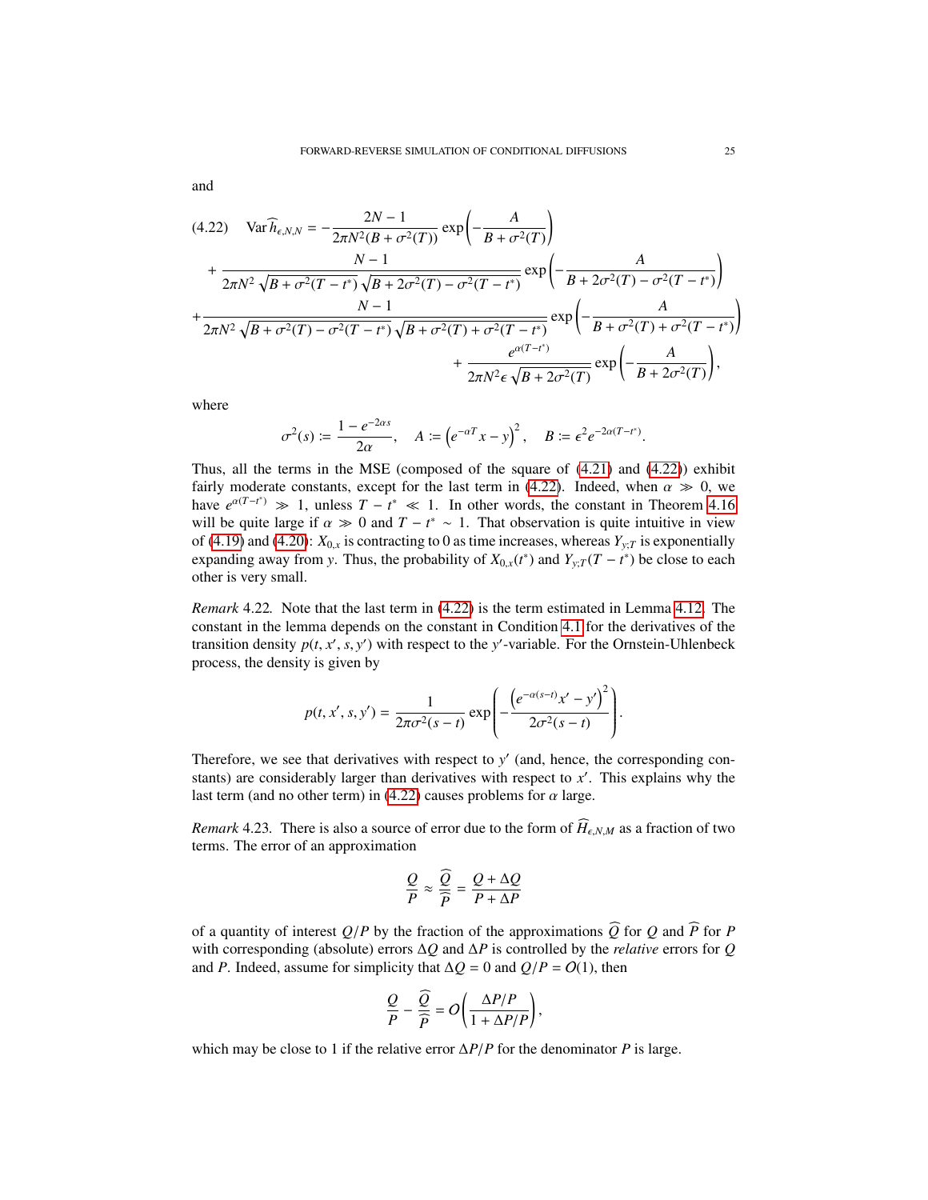and

$$
\begin{aligned}
(4.22)\quad \operatorname{Var}\widehat{h}_{\epsilon,N,N} = &-\frac{2N-1}{2\pi N^2 (B+\sigma^2(T))}\exp\left(-\frac{A}{B+\sigma^2(T)}\right)\\
&+\frac{N-1}{2\pi N^2\sqrt{B+\sigma^2(T-t^*)}\sqrt{B+2\sigma^2(T)-\sigma^2(T-t^*)}}\exp\left(-\frac{A}{B+2\sigma^2(T)-\sigma^2(T-t^*)}\right)\\
&+\frac{N-1}{2\pi N^2\sqrt{B+\sigma^2(T)-\sigma^2(T-t^*)}\sqrt{B+\sigma^2(T)+\sigma^2(T-t^*)}}\exp\left(-\frac{A}{B+\sigma^2(T)+\sigma^2(T-t^*)}\right)\\
&+\frac{e^{\alpha(T-t^*)}}{2\pi N^2 \epsilon\sqrt{B+2\sigma^2(T)}}\exp\left(-\frac{A}{B+2\sigma^2(T)}\right),
\end{aligned}
$$

where

$$
\sigma^2(s) := \frac{1-e^{-2\alpha s}}{2\alpha}, \quad A := \left(e^{-\alpha T}x - y\right)^2, \quad B := \epsilon^2 e^{-2\alpha(T-t^*)}.
$$

Thus, all the terms in the MSE (composed of the square of (4.21) and (4.22)) exhibit fairly moderate constants, except for the last term in (4.22). Indeed, when $\alpha \gg 0$, we have $e^{\alpha(T-t^*)} \gg 1$, unless $T - t^* \ll 1$. In other words, the constant in Theorem 4.16 will be quite large if $\alpha \gg 0$ and $T - t^* \sim 1$. That observation is quite intuitive in view of (4.19) and (4.20): $X_{0,x}$ is contracting to 0 as time increases, whereas $Y_{y;T}$ is exponentially expanding away from $y$. Thus, the probability of $X_{0,x}(t^*)$ and $Y_{y;T}(T-t^*)$ be close to each other is very small.

*Remark* 4.22. Note that the last term in (4.22) is the term estimated in Lemma 4.12. The constant in the lemma depends on the constant in Condition 4.1 for the derivatives of the transition density $p(t, x', s, y')$ with respect to the $y'$-variable. For the Ornstein-Uhlenbeck process, the density is given by

$$
p(t, x', s, y') = \frac{1}{2\pi\sigma^2(s-t)}\exp\left(-\frac{\left(e^{-\alpha(s-t)}x' - y'\right)^2}{2\sigma^2(s-t)}\right).
$$

Therefore, we see that derivatives with respect to $y'$ (and, hence, the corresponding constants) are considerably larger than derivatives with respect to $x'$. This explains why the last term (and no other term) in (4.22) causes problems for $\alpha$ large.

*Remark* 4.23. There is also a source of error due to the form of $\widehat{H}_{\epsilon,N,M}$ as a fraction of two terms. The error of an approximation

$$
\frac{Q}{P} \approx \frac{\widehat{Q}}{\widehat{P}} = \frac{Q+\Delta Q}{P+\Delta P}
$$

of a quantity of interest $Q/P$ by the fraction of the approximations $\widehat{Q}$ for $Q$ and $\widehat{P}$ for $P$ with corresponding (absolute) errors $\Delta Q$ and $\Delta P$ is controlled by the *relative* errors for $Q$ and $P$. Indeed, assume for simplicity that $\Delta Q = 0$ and $Q/P = O(1)$, then

$$
\frac{Q}{P} - \frac{\widehat{Q}}{\widehat{P}} = O\left(\frac{\Delta P/P}{1+\Delta P/P}\right),
$$

which may be close to 1 if the relative error $\Delta P/P$ for the denominator $P$ is large.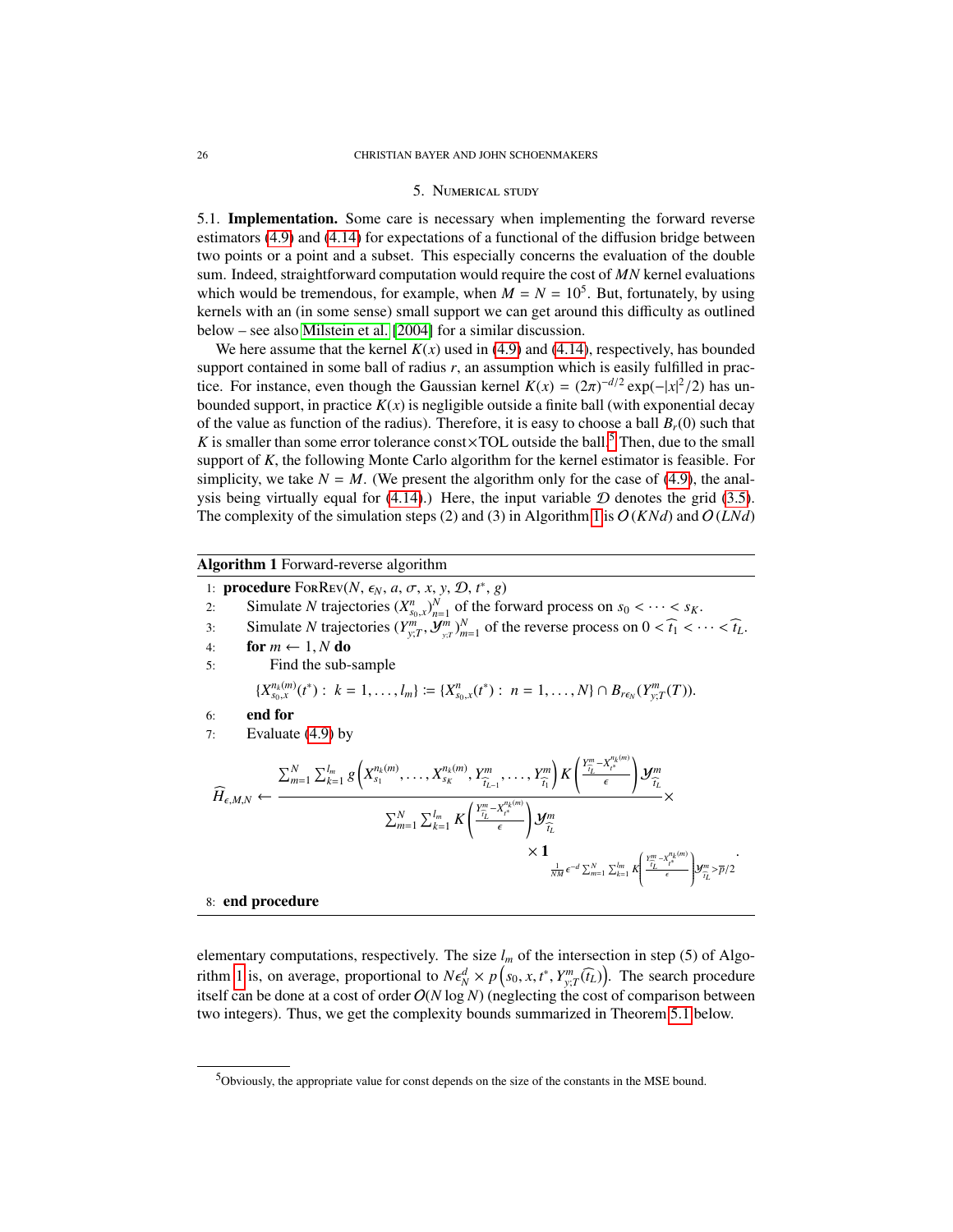## 5. Numerical study

### 5.1. Implementation.

**5.1. Implementation.** Some care is necessary when implementing the forward reverse estimators (4.9) and (4.14) for expectations of a functional of the diffusion bridge between two points or a point and a subset. This especially concerns the evaluation of the double sum. Indeed, straightforward computation would require the cost of $MN$ kernel evaluations which would be tremendous, for example, when $M = N = 10^5$. But, fortunately, by using kernels with an (in some sense) small support we can get around this difficulty as outlined below – see also Milstein et al. [2004] for a similar discussion.

We here assume that the kernel $K(x)$ used in (4.9) and (4.14), respectively, has bounded support contained in some ball of radius $r$, an assumption which is easily fulfilled in practice. For instance, even though the Gaussian kernel $K(x) = (2\pi)^{-d/2} \exp(-|x|^2/2)$ has unbounded support, in practice $K(x)$ is negligible outside a finite ball (with exponential decay of the value as function of the radius). Therefore, it is easy to choose a ball $B_r(0)$ such that $K$ is smaller than some error tolerance const×TOL outside the ball.[5] Then, due to the small support of $K$, the following Monte Carlo algorithm for the kernel estimator is feasible. For simplicity, we take $N = M$. (We present the algorithm only for the case of (4.9), the analysis being virtually equal for (4.14).) Here, the input variable $\mathcal{D}$ denotes the grid (3.5). The complexity of the simulation steps (2) and (3) in Algorithm 1 is $O(KNd)$ and $O(LNd)$ elementary computations, respectively. The size $l_m$ of the intersection in step (5) of Algorithm 1 is, on average, proportional to $N\epsilon_N^d \times p\left(s_0, x, t^*, Y^m_{y;T}(\widehat{t}_L)\right)$. The search procedure itself can be done at a cost of order $O(N \log N)$ (neglecting the cost of comparison between two integers). Thus, we get the complexity bounds summarized in Theorem 5.1 below.

---

**Algorithm 1** Forward-reverse algorithm

1: **procedure** ForRev($N$, $\epsilon_N$, $a$, $\sigma$, $x$, $y$, $\mathcal{D}$, $t^*$, $g$)

2: Simulate $N$ trajectories $(X^n_{s_0,x})_{n=1}^N$ of the forward process on $s_0 < \cdots < s_K$.

3: Simulate $N$ trajectories $(Y^m_{y;T}, \mathcal{Y}^m_{y;T})_{m=1}^N$ of the reverse process on $0 < \widehat{t}_1 < \cdots < \widehat{t}_L$.

4: **for** $m \leftarrow 1, N$ **do**

5: Find the sub-sample

$$\{X^{n_k(m)}_{s_0,x}(t^*) : \ k = 1, \ldots, l_m\} := \{X^n_{s_0,x}(t^*) : \ n = 1, \ldots, N\} \cap B_{r\epsilon_N}(Y^m_{y;T}(T)).$$

6: **end for**

7: Evaluate (4.9) by

$$\widehat{H}_{\epsilon,M,N} \leftarrow \frac{\sum_{m=1}^N \sum_{k=1}^{l_m} g\left(X^{n_k(m)}_{s_1}, \ldots, X^{n_k(m)}_{s_K}, Y^m_{\widehat{t}_{L-1}}, \ldots, Y^m_{\widehat{t}_1}\right) K\left(\frac{Y^m_{\widehat{t}_L} - X^{n_k(m)}_{t^*}}{\epsilon}\right) \mathcal{Y}^m_{\widehat{t}_L}}{\sum_{m=1}^N \sum_{k=1}^{l_m} K\left(\frac{Y^m_{\widehat{t}_L} - X^{n_k(m)}_{t^*}}{\epsilon}\right) \mathcal{Y}^m_{\widehat{t}_L}} \times$$

$$\times \mathbf{1}_{\frac{1}{NM}\epsilon^{-d} \sum_{m=1}^N \sum_{k=1}^{l_m} K\left(\frac{Y^m_{\widehat{t}_L} - X^{n_k(m)}_{t^*}}{\epsilon}\right) \mathcal{Y}^m_{\widehat{t}_L} > \overline{p}/2}.$$

8: **end procedure**

---

[5] Obviously, the appropriate value for const depends on the size of the constants in the MSE bound.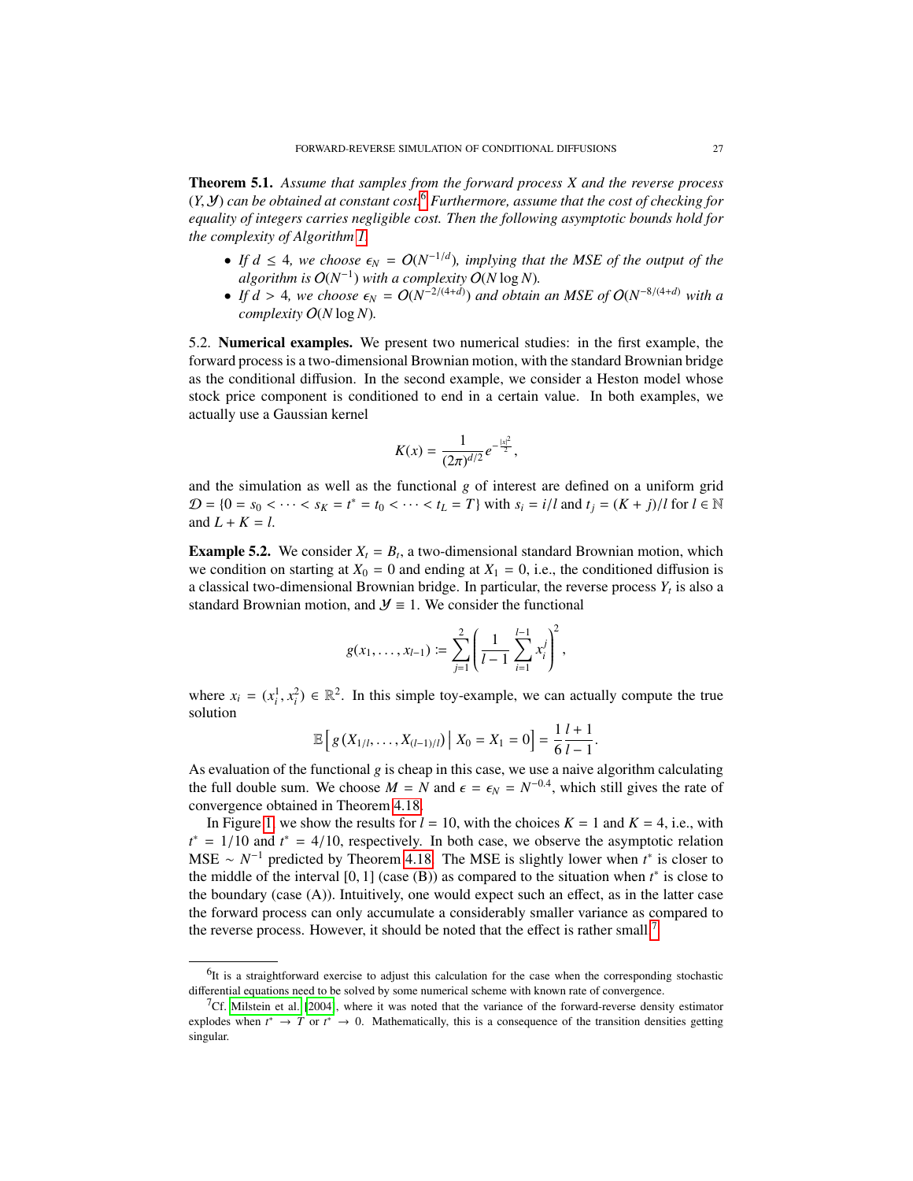**Theorem 5.1.** *Assume that samples from the forward process $X$ and the reverse process $(Y, \mathcal{Y})$ can be obtained at constant cost.*[6] *Furthermore, assume that the cost of checking for equality of integers carries negligible cost. Then the following asymptotic bounds hold for the complexity of Algorithm 1.*

- *If $d \leq 4$, we choose $\epsilon_N = O(N^{-1/d})$, implying that the MSE of the output of the algorithm is $O(N^{-1})$ with a complexity $O(N \log N)$.*
- *If $d > 4$, we choose $\epsilon_N = O(N^{-2/(4+d)})$ and obtain an MSE of $O(N^{-8/(4+d)}$ with a complexity $O(N \log N)$.*

5.2. **Numerical examples.** We present two numerical studies: in the first example, the forward process is a two-dimensional Brownian motion, with the standard Brownian bridge as the conditional diffusion. In the second example, we consider a Heston model whose stock price component is conditioned to end in a certain value. In both examples, we actually use a Gaussian kernel

$$K(x) = \frac{1}{(2\pi)^{d/2}} e^{-\frac{|x|^2}{2}},$$

and the simulation as well as the functional $g$ of interest are defined on a uniform grid $\mathcal{D} = \{0 = s_0 < \cdots < s_K = t^* = t_0 < \cdots < t_L = T\}$ with $s_i = i/l$ and $t_j = (K+j)/l$ for $l \in \mathbb{N}$ and $L + K = l$.

**Example 5.2.** We consider $X_t = B_t$, a two-dimensional standard Brownian motion, which we condition on starting at $X_0 = 0$ and ending at $X_1 = 0$, i.e., the conditioned diffusion is a classical two-dimensional Brownian bridge. In particular, the reverse process $Y_t$ is also a standard Brownian motion, and $\mathcal{Y} \equiv 1$. We consider the functional

$$g(x_1, \dots, x_{l-1}) \coloneqq \sum_{j=1}^{2} \left( \frac{1}{l-1} \sum_{i=1}^{l-1} x_i^j \right)^2,$$

where $x_i = (x_i^1, x_i^2) \in \mathbb{R}^2$. In this simple toy-example, we can actually compute the true solution

$$\mathbb{E}\left[ g\left(X_{1/l}, \dots, X_{(l-1)/l}\right) \,\middle|\, X_0 = X_1 = 0 \right] = \frac{1}{6}\frac{l+1}{l-1}.$$

As evaluation of the functional $g$ is cheap in this case, we use a naive algorithm calculating the full double sum. We choose $M = N$ and $\epsilon = \epsilon_N = N^{-0.4}$, which still gives the rate of convergence obtained in Theorem 4.18.

In Figure 1, we show the results for $l = 10$, with the choices $K = 1$ and $K = 4$, i.e., with $t^* = 1/10$ and $t^* = 4/10$, respectively. In both case, we observe the asymptotic relation MSE $\sim N^{-1}$ predicted by Theorem 4.18. The MSE is slightly lower when $t^*$ is closer to the middle of the interval $[0, 1]$ (case (B)) as compared to the situation when $t^*$ is close to the boundary (case (A)). Intuitively, one would expect such an effect, as in the latter case the forward process can only accumulate a considerably smaller variance as compared to the reverse process. However, it should be noted that the effect is rather small.[7]

---

[6] It is a straightforward exercise to adjust this calculation for the case when the corresponding stochastic differential equations need to be solved by some numerical scheme with known rate of convergence.

[7] Cf. Milstein et al. [2004], where it was noted that the variance of the forward-reverse density estimator explodes when $t^* \to T$ or $t^* \to 0$. Mathematically, this is a consequence of the transition densities getting singular.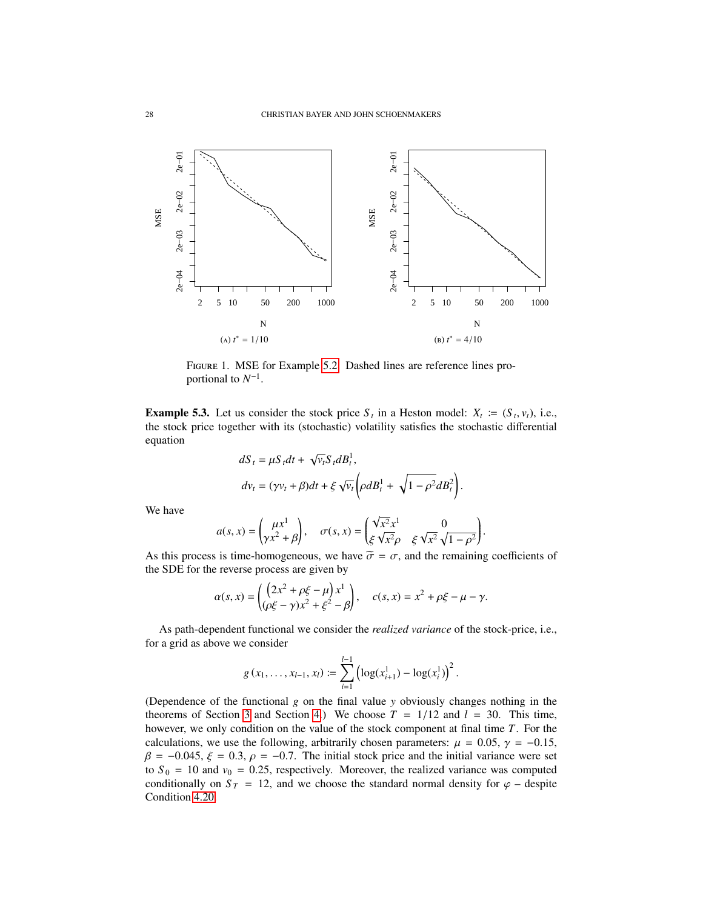(A) $t^* = 1/10$

(B) $t^* = 4/10$

FIGURE 1. MSE for Example 5.2. Dashed lines are reference lines proportional to $N^{-1}$.

**Example 5.3.** Let us consider the stock price $S_t$ in a Heston model: $X_t := (S_t, v_t)$, i.e., the stock price together with its (stochastic) volatility satisfies the stochastic differential equation

$$dS_t = \mu S_t dt + \sqrt{v_t} S_t dB_t^1,$$
$$dv_t = (\gamma v_t + \beta)dt + \xi \sqrt{v_t}\left(\rho dB_t^1 + \sqrt{1-\rho^2}dB_t^2\right).$$

We have

$$a(s,x) = \begin{pmatrix} \mu x^1 \\ \gamma x^2 + \beta \end{pmatrix}, \quad \sigma(s,x) = \begin{pmatrix} \sqrt{x^2}x^1 & 0 \\ \xi\sqrt{x^2}\rho & \xi\sqrt{x^2}\sqrt{1-\rho^2} \end{pmatrix}.$$

As this process is time-homogeneous, we have $\widetilde{\sigma} = \sigma$, and the remaining coefficients of the SDE for the reverse process are given by

$$\alpha(s,x) = \begin{pmatrix} \left(2x^2 + \rho\xi - \mu\right)x^1 \\ (\rho\xi - \gamma)x^2 + \xi^2 - \beta \end{pmatrix}, \quad c(s,x) = x^2 + \rho\xi - \mu - \gamma.$$

As path-dependent functional we consider the *realized variance* of the stock-price, i.e., for a grid as above we consider

$$g(x_1, \ldots, x_{l-1}, x_l) := \sum_{i=1}^{l-1}\left(\log(x_{i+1}^1) - \log(x_i^1)\right)^2.$$

(Dependence of the functional $g$ on the final value $y$ obviously changes nothing in the theorems of Section 3 and Section 4.) We choose $T = 1/12$ and $l = 30$. This time, however, we only condition on the value of the stock component at final time $T$. For the calculations, we use the following, arbitrarily chosen parameters: $\mu = 0.05$, $\gamma = -0.15$, $\beta = -0.045$, $\xi = 0.3$, $\rho = -0.7$. The initial stock price and the initial variance were set to $S_0 = 10$ and $v_0 = 0.25$, respectively. Moreover, the realized variance was computed conditionally on $S_T = 12$, and we choose the standard normal density for $\varphi$ – despite Condition 4.20.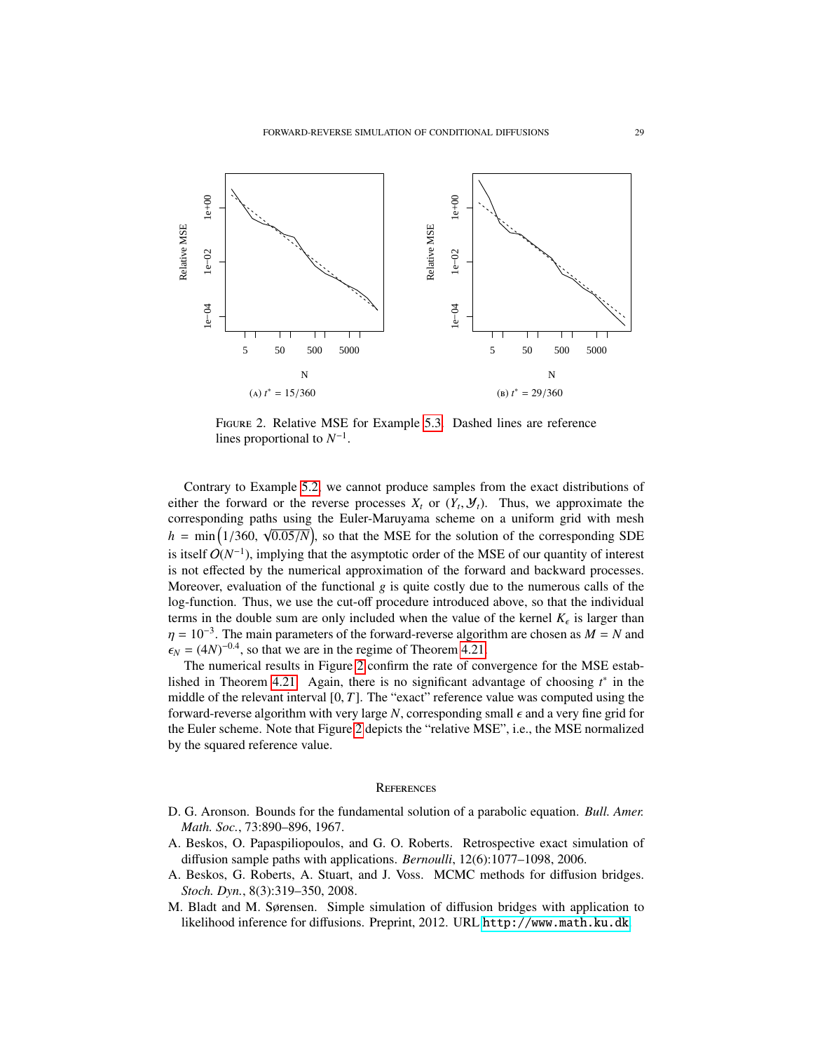(A) $t^* = 15/360$

(B) $t^* = 29/360$

FIGURE 2. Relative MSE for Example 5.3. Dashed lines are reference lines proportional to $N^{-1}$.

Contrary to Example 5.2, we cannot produce samples from the exact distributions of either the forward or the reverse processes $X_t$ or $(Y_t, \mathcal{Y}_t)$. Thus, we approximate the corresponding paths using the Euler-Maruyama scheme on a uniform grid with mesh $h = \min\left(1/360, \sqrt{0.05/N}\right)$, so that the MSE for the solution of the corresponding SDE is itself $O(N^{-1})$, implying that the asymptotic order of the MSE of our quantity of interest is not effected by the numerical approximation of the forward and backward processes. Moreover, evaluation of the functional $g$ is quite costly due to the numerous calls of the log-function. Thus, we use the cut-off procedure introduced above, so that the individual terms in the double sum are only included when the value of the kernel $K_\epsilon$ is larger than $\eta = 10^{-3}$. The main parameters of the forward-reverse algorithm are chosen as $M = N$ and $\epsilon_N = (4N)^{-0.4}$, so that we are in the regime of Theorem 4.21.

The numerical results in Figure 2 confirm the rate of convergence for the MSE established in Theorem 4.21. Again, there is no significant advantage of choosing $t^*$ in the middle of the relevant interval $[0, T]$. The "exact" reference value was computed using the forward-reverse algorithm with very large $N$, corresponding small $\epsilon$ and a very fine grid for the Euler scheme. Note that Figure 2 depicts the "relative MSE", i.e., the MSE normalized by the squared reference value.

## REFERENCES

D. G. Aronson. Bounds for the fundamental solution of a parabolic equation. *Bull. Amer. Math. Soc.*, 73:890–896, 1967.

A. Beskos, O. Papaspiliopoulos, and G. O. Roberts. Retrospective exact simulation of diffusion sample paths with applications. *Bernoulli*, 12(6):1077–1098, 2006.

A. Beskos, G. Roberts, A. Stuart, and J. Voss. MCMC methods for diffusion bridges. *Stoch. Dyn.*, 8(3):319–350, 2008.

M. Bladt and M. Sørensen. Simple simulation of diffusion bridges with application to likelihood inference for diffusions. Preprint, 2012. URL http://www.math.ku.dk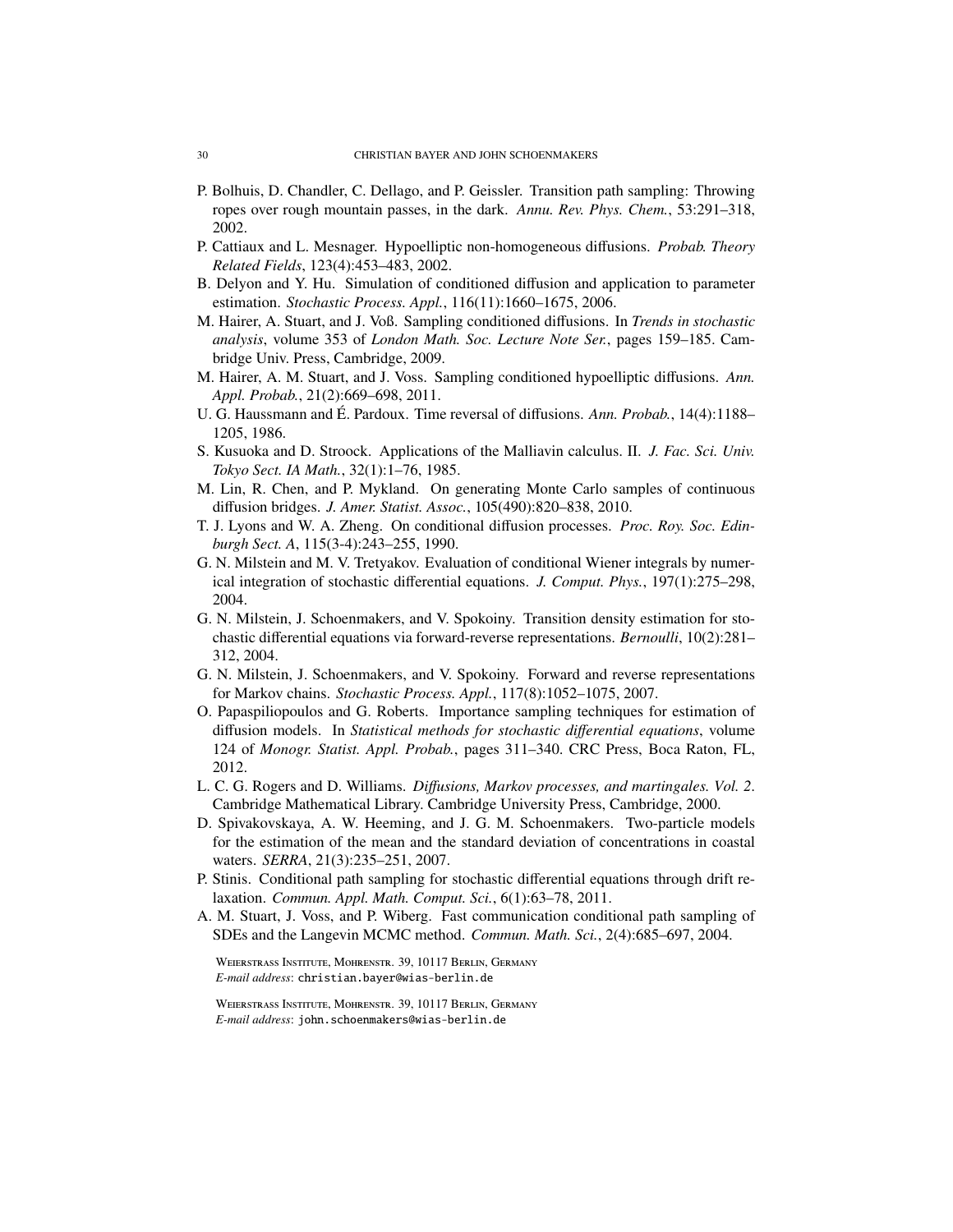P. Bolhuis, D. Chandler, C. Dellago, and P. Geissler. Transition path sampling: Throwing ropes over rough mountain passes, in the dark. *Annu. Rev. Phys. Chem.*, 53:291–318, 2002.

P. Cattiaux and L. Mesnager. Hypoelliptic non-homogeneous diffusions. *Probab. Theory Related Fields*, 123(4):453–483, 2002.

B. Delyon and Y. Hu. Simulation of conditioned diffusion and application to parameter estimation. *Stochastic Process. Appl.*, 116(11):1660–1675, 2006.

M. Hairer, A. Stuart, and J. Voß. Sampling conditioned diffusions. In *Trends in stochastic analysis*, volume 353 of *London Math. Soc. Lecture Note Ser.*, pages 159–185. Cambridge Univ. Press, Cambridge, 2009.

M. Hairer, A. M. Stuart, and J. Voss. Sampling conditioned hypoelliptic diffusions. *Ann. Appl. Probab.*, 21(2):669–698, 2011.

U. G. Haussmann and É. Pardoux. Time reversal of diffusions. *Ann. Probab.*, 14(4):1188–1205, 1986.

S. Kusuoka and D. Stroock. Applications of the Malliavin calculus. II. *J. Fac. Sci. Univ. Tokyo Sect. IA Math.*, 32(1):1–76, 1985.

M. Lin, R. Chen, and P. Mykland. On generating Monte Carlo samples of continuous diffusion bridges. *J. Amer. Statist. Assoc.*, 105(490):820–838, 2010.

T. J. Lyons and W. A. Zheng. On conditional diffusion processes. *Proc. Roy. Soc. Edinburgh Sect. A*, 115(3-4):243–255, 1990.

G. N. Milstein and M. V. Tretyakov. Evaluation of conditional Wiener integrals by numerical integration of stochastic differential equations. *J. Comput. Phys.*, 197(1):275–298, 2004.

G. N. Milstein, J. Schoenmakers, and V. Spokoiny. Transition density estimation for stochastic differential equations via forward-reverse representations. *Bernoulli*, 10(2):281–312, 2004.

G. N. Milstein, J. Schoenmakers, and V. Spokoiny. Forward and reverse representations for Markov chains. *Stochastic Process. Appl.*, 117(8):1052–1075, 2007.

O. Papaspiliopoulos and G. Roberts. Importance sampling techniques for estimation of diffusion models. In *Statistical methods for stochastic differential equations*, volume 124 of *Monogr. Statist. Appl. Probab.*, pages 311–340. CRC Press, Boca Raton, FL, 2012.

L. C. G. Rogers and D. Williams. *Diffusions, Markov processes, and martingales. Vol. 2*. Cambridge Mathematical Library. Cambridge University Press, Cambridge, 2000.

D. Spivakovskaya, A. W. Heeming, and J. G. M. Schoenmakers. Two-particle models for the estimation of the mean and the standard deviation of concentrations in coastal waters. *SERRA*, 21(3):235–251, 2007.

P. Stinis. Conditional path sampling for stochastic differential equations through drift relaxation. *Commun. Appl. Math. Comput. Sci.*, 6(1):63–78, 2011.

A. M. Stuart, J. Voss, and P. Wiberg. Fast communication conditional path sampling of SDEs and the Langevin MCMC method. *Commun. Math. Sci.*, 2(4):685–697, 2004.

Weierstrass Institute, Mohrenstr. 39, 10117 Berlin, Germany
*E-mail address*: christian.bayer@wias-berlin.de

Weierstrass Institute, Mohrenstr. 39, 10117 Berlin, Germany
*E-mail address*: john.schoenmakers@wias-berlin.de